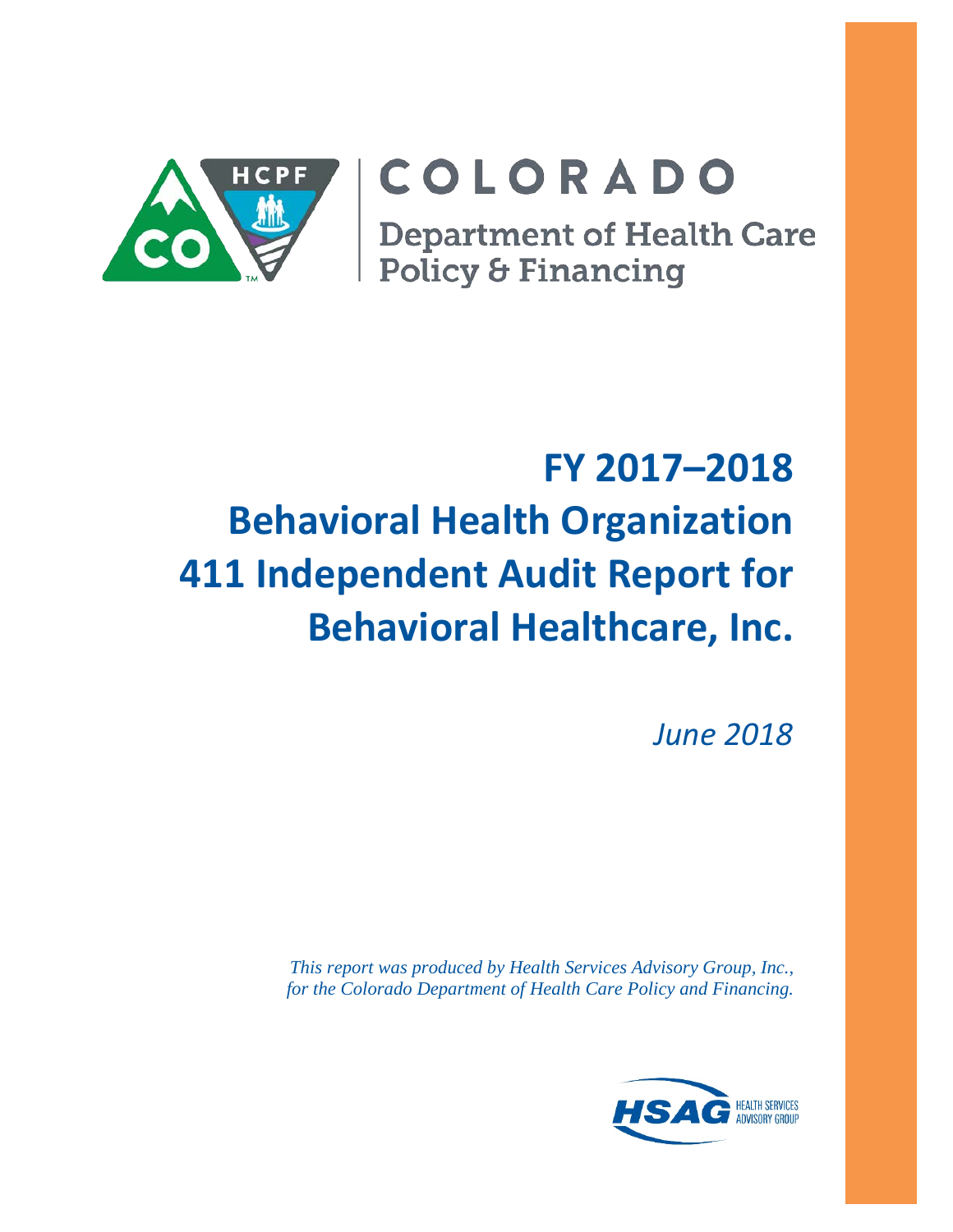COLORADO

Department of Health Care Policy & Financing

# FY 2017–2018 Behavioral Health Organization 411 Independent Audit Report for Behavioral Healthcare, Inc.

*June 2018*

*This report was produced by Health Services Advisory Group, Inc., for the Colorado Department of Health Care Policy and Financing.*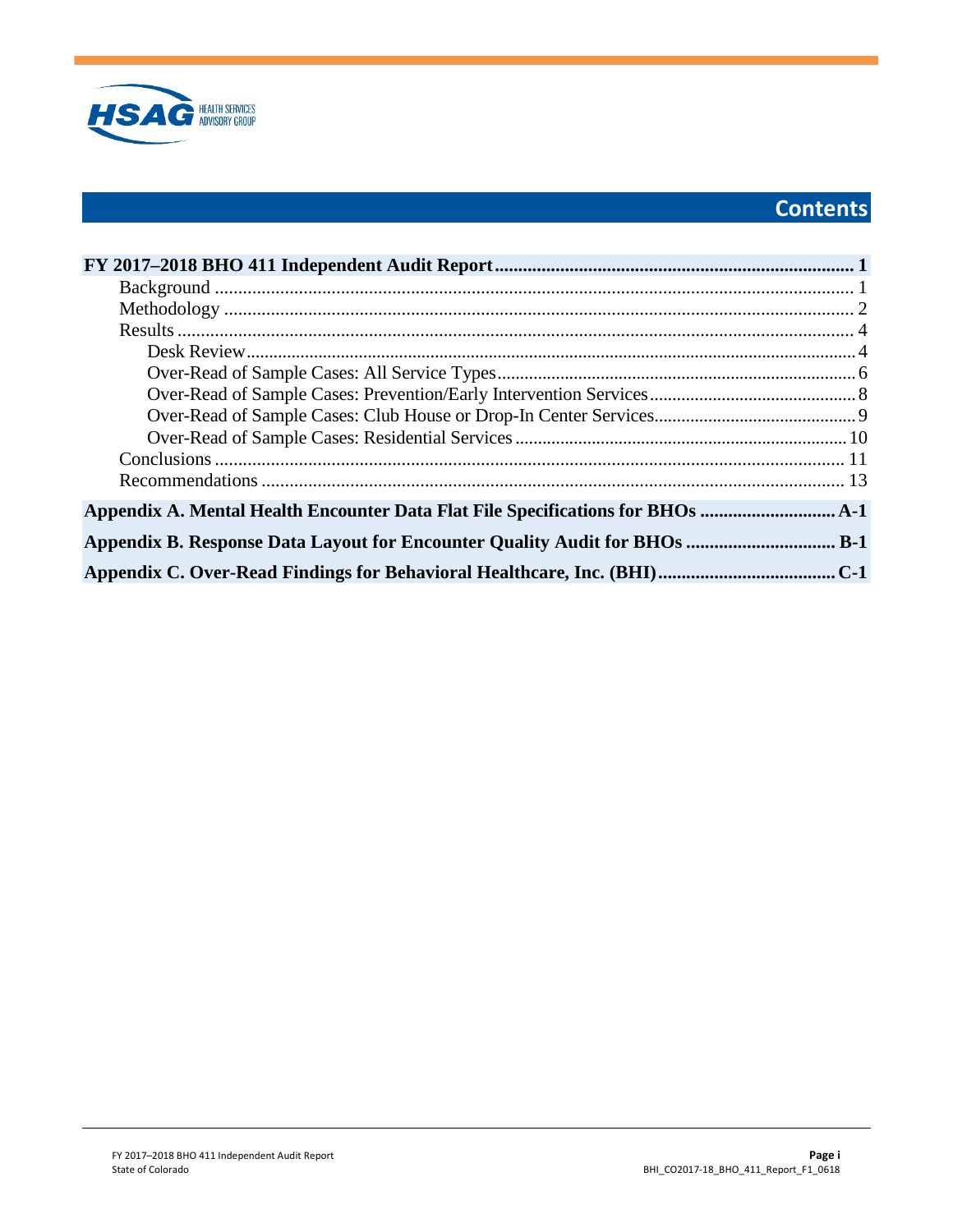# Contents

**FY 2017–2018 BHO 411 Independent Audit Report** .......... **1**

- Background .......... 1
- Methodology .......... 2
- Results .......... 4
  - Desk Review .......... 4
  - Over-Read of Sample Cases: All Service Types .......... 6
  - Over-Read of Sample Cases: Prevention/Early Intervention Services .......... 8
  - Over-Read of Sample Cases: Club House or Drop-In Center Services .......... 9
  - Over-Read of Sample Cases: Residential Services .......... 10
- Conclusions .......... 11
- Recommendations .......... 13

**Appendix A. Mental Health Encounter Data Flat File Specifications for BHOs** .......... **A-1**

**Appendix B. Response Data Layout for Encounter Quality Audit for BHOs** .......... **B-1**

**Appendix C. Over-Read Findings for Behavioral Healthcare, Inc. (BHI)** .......... **C-1**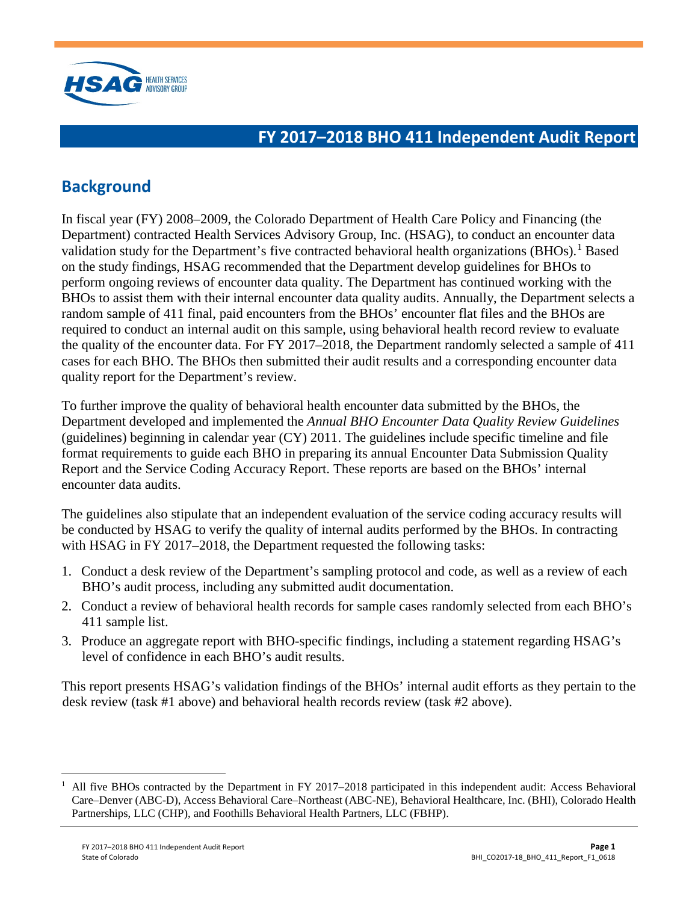# FY 2017–2018 BHO 411 Independent Audit Report

## Background

In fiscal year (FY) 2008–2009, the Colorado Department of Health Care Policy and Financing (the Department) contracted Health Services Advisory Group, Inc. (HSAG), to conduct an encounter data validation study for the Department's five contracted behavioral health organizations (BHOs).[1] Based on the study findings, HSAG recommended that the Department develop guidelines for BHOs to perform ongoing reviews of encounter data quality. The Department has continued working with the BHOs to assist them with their internal encounter data quality audits. Annually, the Department selects a random sample of 411 final, paid encounters from the BHOs' encounter flat files and the BHOs are required to conduct an internal audit on this sample, using behavioral health record review to evaluate the quality of the encounter data. For FY 2017–2018, the Department randomly selected a sample of 411 cases for each BHO. The BHOs then submitted their audit results and a corresponding encounter data quality report for the Department's review.

To further improve the quality of behavioral health encounter data submitted by the BHOs, the Department developed and implemented the *Annual BHO Encounter Data Quality Review Guidelines* (guidelines) beginning in calendar year (CY) 2011. The guidelines include specific timeline and file format requirements to guide each BHO in preparing its annual Encounter Data Submission Quality Report and the Service Coding Accuracy Report. These reports are based on the BHOs' internal encounter data audits.

The guidelines also stipulate that an independent evaluation of the service coding accuracy results will be conducted by HSAG to verify the quality of internal audits performed by the BHOs. In contracting with HSAG in FY 2017–2018, the Department requested the following tasks:

1. Conduct a desk review of the Department's sampling protocol and code, as well as a review of each BHO's audit process, including any submitted audit documentation.
2. Conduct a review of behavioral health records for sample cases randomly selected from each BHO's 411 sample list.
3. Produce an aggregate report with BHO-specific findings, including a statement regarding HSAG's level of confidence in each BHO's audit results.

This report presents HSAG's validation findings of the BHOs' internal audit efforts as they pertain to the desk review (task #1 above) and behavioral health records review (task #2 above).

[1] All five BHOs contracted by the Department in FY 2017–2018 participated in this independent audit: Access Behavioral Care–Denver (ABC-D), Access Behavioral Care–Northeast (ABC-NE), Behavioral Healthcare, Inc. (BHI), Colorado Health Partnerships, LLC (CHP), and Foothills Behavioral Health Partners, LLC (FBHP).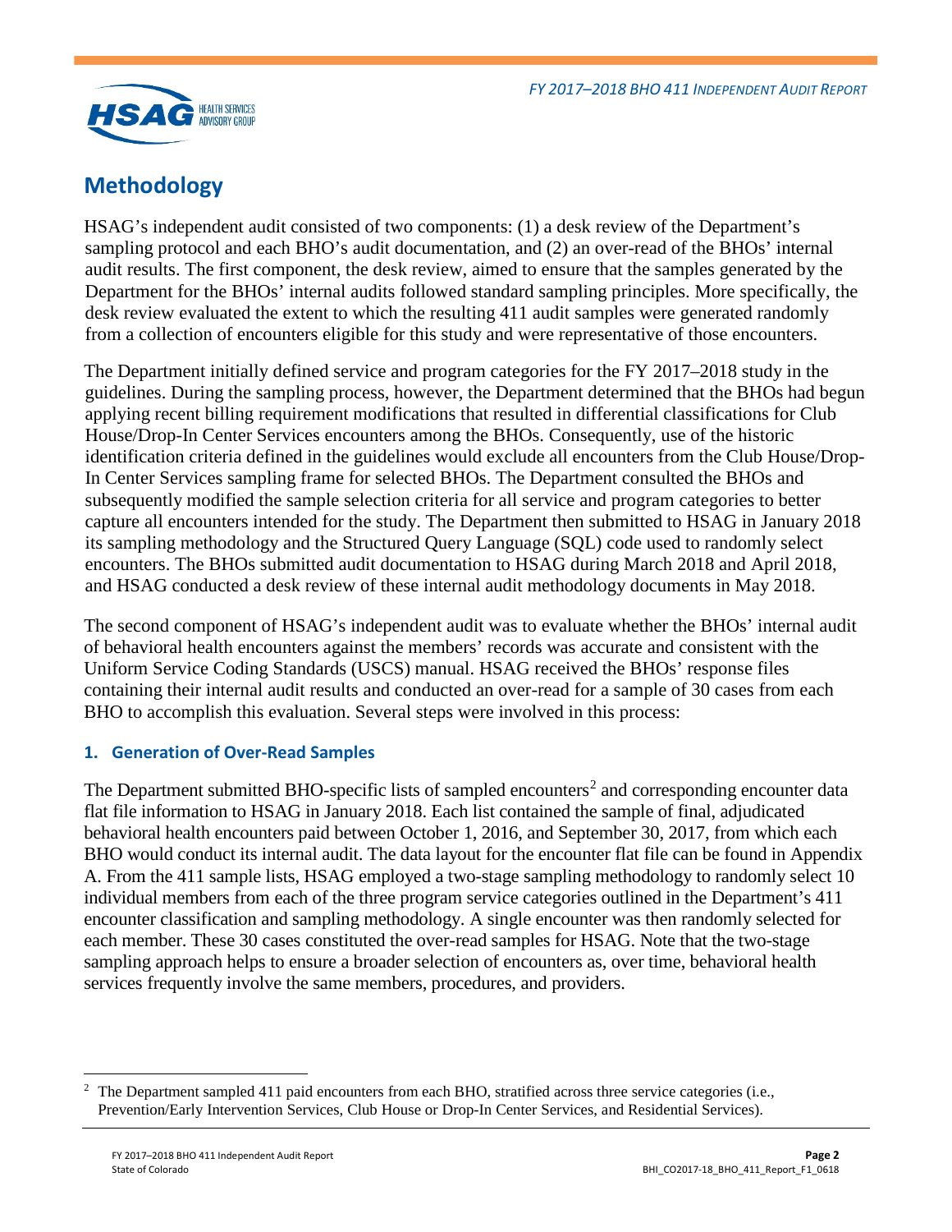## Methodology

HSAG's independent audit consisted of two components: (1) a desk review of the Department's sampling protocol and each BHO's audit documentation, and (2) an over-read of the BHOs' internal audit results. The first component, the desk review, aimed to ensure that the samples generated by the Department for the BHOs' internal audits followed standard sampling principles. More specifically, the desk review evaluated the extent to which the resulting 411 audit samples were generated randomly from a collection of encounters eligible for this study and were representative of those encounters.

The Department initially defined service and program categories for the FY 2017–2018 study in the guidelines. During the sampling process, however, the Department determined that the BHOs had begun applying recent billing requirement modifications that resulted in differential classifications for Club House/Drop-In Center Services encounters among the BHOs. Consequently, use of the historic identification criteria defined in the guidelines would exclude all encounters from the Club House/Drop-In Center Services sampling frame for selected BHOs. The Department consulted the BHOs and subsequently modified the sample selection criteria for all service and program categories to better capture all encounters intended for the study. The Department then submitted to HSAG in January 2018 its sampling methodology and the Structured Query Language (SQL) code used to randomly select encounters. The BHOs submitted audit documentation to HSAG during March 2018 and April 2018, and HSAG conducted a desk review of these internal audit methodology documents in May 2018.

The second component of HSAG's independent audit was to evaluate whether the BHOs' internal audit of behavioral health encounters against the members' records was accurate and consistent with the Uniform Service Coding Standards (USCS) manual. HSAG received the BHOs' response files containing their internal audit results and conducted an over-read for a sample of 30 cases from each BHO to accomplish this evaluation. Several steps were involved in this process:

### 1. Generation of Over-Read Samples

The Department submitted BHO-specific lists of sampled encounters[2] and corresponding encounter data flat file information to HSAG in January 2018. Each list contained the sample of final, adjudicated behavioral health encounters paid between October 1, 2016, and September 30, 2017, from which each BHO would conduct its internal audit. The data layout for the encounter flat file can be found in Appendix A. From the 411 sample lists, HSAG employed a two-stage sampling methodology to randomly select 10 individual members from each of the three program service categories outlined in the Department's 411 encounter classification and sampling methodology. A single encounter was then randomly selected for each member. These 30 cases constituted the over-read samples for HSAG. Note that the two-stage sampling approach helps to ensure a broader selection of encounters as, over time, behavioral health services frequently involve the same members, procedures, and providers.

[2] The Department sampled 411 paid encounters from each BHO, stratified across three service categories (i.e., Prevention/Early Intervention Services, Club House or Drop-In Center Services, and Residential Services).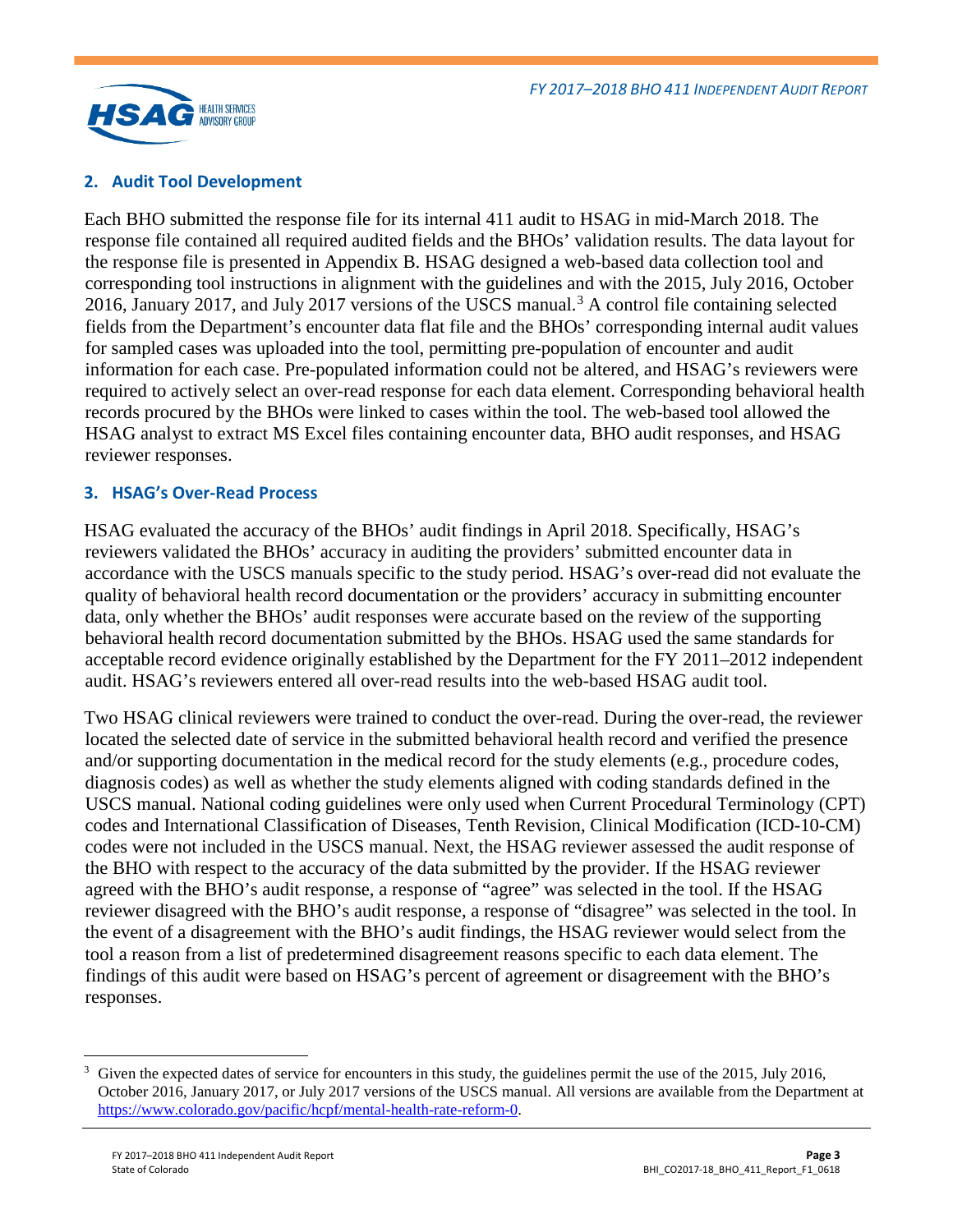## 2. Audit Tool Development

Each BHO submitted the response file for its internal 411 audit to HSAG in mid-March 2018. The response file contained all required audited fields and the BHOs' validation results. The data layout for the response file is presented in Appendix B. HSAG designed a web-based data collection tool and corresponding tool instructions in alignment with the guidelines and with the 2015, July 2016, October 2016, January 2017, and July 2017 versions of the USCS manual.[3] A control file containing selected fields from the Department's encounter data flat file and the BHOs' corresponding internal audit values for sampled cases was uploaded into the tool, permitting pre-population of encounter and audit information for each case. Pre-populated information could not be altered, and HSAG's reviewers were required to actively select an over-read response for each data element. Corresponding behavioral health records procured by the BHOs were linked to cases within the tool. The web-based tool allowed the HSAG analyst to extract MS Excel files containing encounter data, BHO audit responses, and HSAG reviewer responses.

## 3. HSAG's Over-Read Process

HSAG evaluated the accuracy of the BHOs' audit findings in April 2018. Specifically, HSAG's reviewers validated the BHOs' accuracy in auditing the providers' submitted encounter data in accordance with the USCS manuals specific to the study period. HSAG's over-read did not evaluate the quality of behavioral health record documentation or the providers' accuracy in submitting encounter data, only whether the BHOs' audit responses were accurate based on the review of the supporting behavioral health record documentation submitted by the BHOs. HSAG used the same standards for acceptable record evidence originally established by the Department for the FY 2011–2012 independent audit. HSAG's reviewers entered all over-read results into the web-based HSAG audit tool.

Two HSAG clinical reviewers were trained to conduct the over-read. During the over-read, the reviewer located the selected date of service in the submitted behavioral health record and verified the presence and/or supporting documentation in the medical record for the study elements (e.g., procedure codes, diagnosis codes) as well as whether the study elements aligned with coding standards defined in the USCS manual. National coding guidelines were only used when Current Procedural Terminology (CPT) codes and International Classification of Diseases, Tenth Revision, Clinical Modification (ICD-10-CM) codes were not included in the USCS manual. Next, the HSAG reviewer assessed the audit response of the BHO with respect to the accuracy of the data submitted by the provider. If the HSAG reviewer agreed with the BHO's audit response, a response of "agree" was selected in the tool. If the HSAG reviewer disagreed with the BHO's audit response, a response of "disagree" was selected in the tool. In the event of a disagreement with the BHO's audit findings, the HSAG reviewer would select from the tool a reason from a list of predetermined disagreement reasons specific to each data element. The findings of this audit were based on HSAG's percent of agreement or disagreement with the BHO's responses.

---

[3] Given the expected dates of service for encounters in this study, the guidelines permit the use of the 2015, July 2016, October 2016, January 2017, or July 2017 versions of the USCS manual. All versions are available from the Department at https://www.colorado.gov/pacific/hcpf/mental-health-rate-reform-0.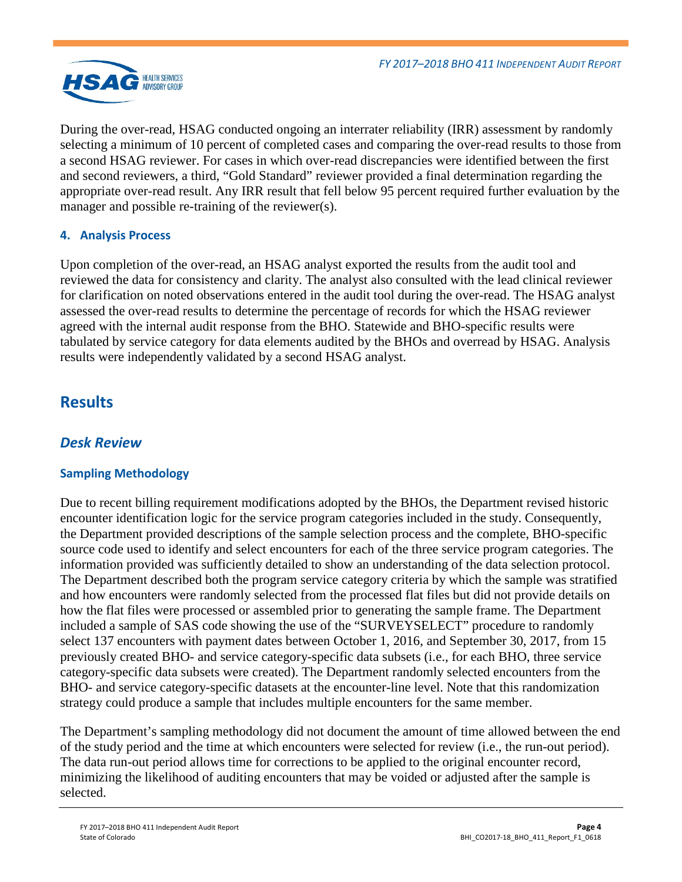During the over-read, HSAG conducted ongoing an interrater reliability (IRR) assessment by randomly selecting a minimum of 10 percent of completed cases and comparing the over-read results to those from a second HSAG reviewer. For cases in which over-read discrepancies were identified between the first and second reviewers, a third, "Gold Standard" reviewer provided a final determination regarding the appropriate over-read result. Any IRR result that fell below 95 percent required further evaluation by the manager and possible re-training of the reviewer(s).

#### 4. Analysis Process

Upon completion of the over-read, an HSAG analyst exported the results from the audit tool and reviewed the data for consistency and clarity. The analyst also consulted with the lead clinical reviewer for clarification on noted observations entered in the audit tool during the over-read. The HSAG analyst assessed the over-read results to determine the percentage of records for which the HSAG reviewer agreed with the internal audit response from the BHO. Statewide and BHO-specific results were tabulated by service category for data elements audited by the BHOs and overread by HSAG. Analysis results were independently validated by a second HSAG analyst.

# Results

## *Desk Review*

### Sampling Methodology

Due to recent billing requirement modifications adopted by the BHOs, the Department revised historic encounter identification logic for the service program categories included in the study. Consequently, the Department provided descriptions of the sample selection process and the complete, BHO-specific source code used to identify and select encounters for each of the three service program categories. The information provided was sufficiently detailed to show an understanding of the data selection protocol. The Department described both the program service category criteria by which the sample was stratified and how encounters were randomly selected from the processed flat files but did not provide details on how the flat files were processed or assembled prior to generating the sample frame. The Department included a sample of SAS code showing the use of the "SURVEYSELECT" procedure to randomly select 137 encounters with payment dates between October 1, 2016, and September 30, 2017, from 15 previously created BHO- and service category-specific data subsets (i.e., for each BHO, three service category-specific data subsets were created). The Department randomly selected encounters from the BHO- and service category-specific datasets at the encounter-line level. Note that this randomization strategy could produce a sample that includes multiple encounters for the same member.

The Department's sampling methodology did not document the amount of time allowed between the end of the study period and the time at which encounters were selected for review (i.e., the run-out period). The data run-out period allows time for corrections to be applied to the original encounter record, minimizing the likelihood of auditing encounters that may be voided or adjusted after the sample is selected.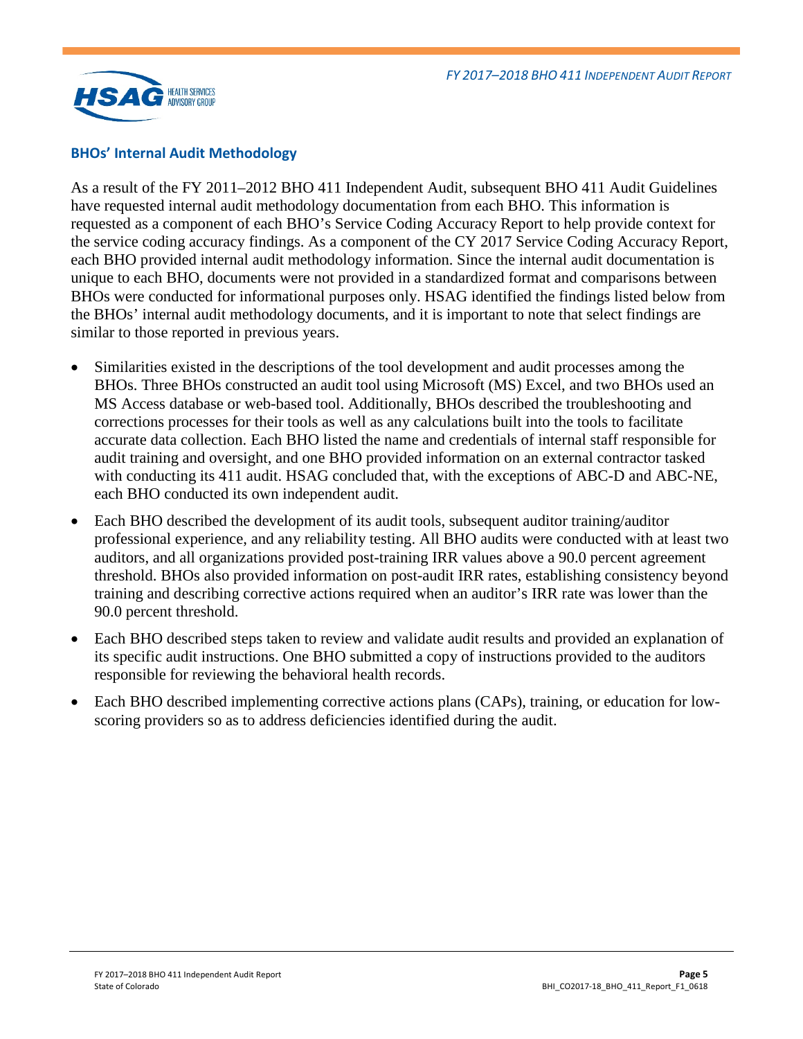### BHOs' Internal Audit Methodology

As a result of the FY 2011–2012 BHO 411 Independent Audit, subsequent BHO 411 Audit Guidelines have requested internal audit methodology documentation from each BHO. This information is requested as a component of each BHO's Service Coding Accuracy Report to help provide context for the service coding accuracy findings. As a component of the CY 2017 Service Coding Accuracy Report, each BHO provided internal audit methodology information. Since the internal audit documentation is unique to each BHO, documents were not provided in a standardized format and comparisons between BHOs were conducted for informational purposes only. HSAG identified the findings listed below from the BHOs' internal audit methodology documents, and it is important to note that select findings are similar to those reported in previous years.

- Similarities existed in the descriptions of the tool development and audit processes among the BHOs. Three BHOs constructed an audit tool using Microsoft (MS) Excel, and two BHOs used an MS Access database or web-based tool. Additionally, BHOs described the troubleshooting and corrections processes for their tools as well as any calculations built into the tools to facilitate accurate data collection. Each BHO listed the name and credentials of internal staff responsible for audit training and oversight, and one BHO provided information on an external contractor tasked with conducting its 411 audit. HSAG concluded that, with the exceptions of ABC-D and ABC-NE, each BHO conducted its own independent audit.
- Each BHO described the development of its audit tools, subsequent auditor training/auditor professional experience, and any reliability testing. All BHO audits were conducted with at least two auditors, and all organizations provided post-training IRR values above a 90.0 percent agreement threshold. BHOs also provided information on post-audit IRR rates, establishing consistency beyond training and describing corrective actions required when an auditor's IRR rate was lower than the 90.0 percent threshold.
- Each BHO described steps taken to review and validate audit results and provided an explanation of its specific audit instructions. One BHO submitted a copy of instructions provided to the auditors responsible for reviewing the behavioral health records.
- Each BHO described implementing corrective actions plans (CAPs), training, or education for low-scoring providers so as to address deficiencies identified during the audit.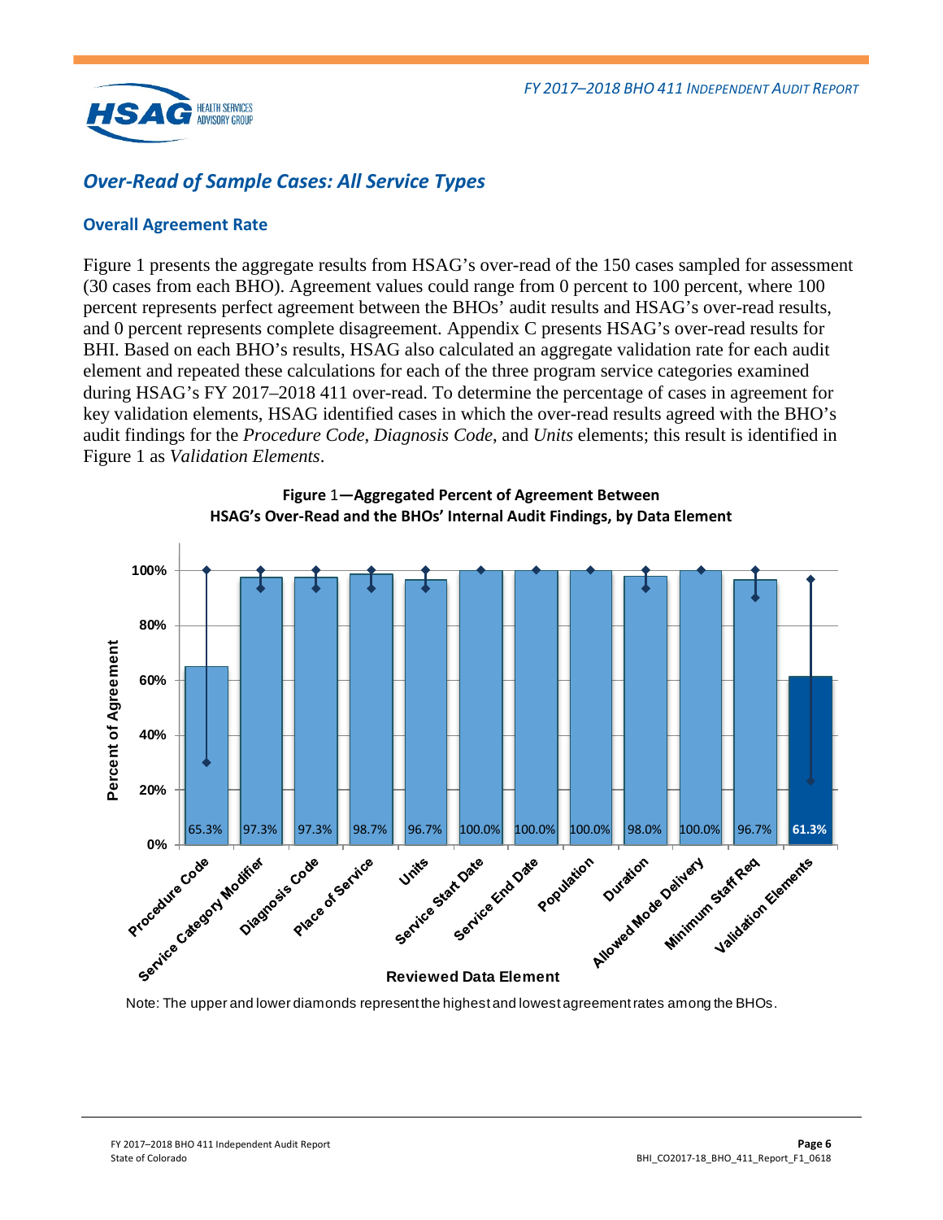## Over-Read of Sample Cases: All Service Types

### Overall Agreement Rate

Figure 1 presents the aggregate results from HSAG's over-read of the 150 cases sampled for assessment (30 cases from each BHO). Agreement values could range from 0 percent to 100 percent, where 100 percent represents perfect agreement between the BHOs' audit results and HSAG's over-read results, and 0 percent represents complete disagreement. Appendix C presents HSAG's over-read results for BHI. Based on each BHO's results, HSAG also calculated an aggregate validation rate for each audit element and repeated these calculations for each of the three program service categories examined during HSAG's FY 2017–2018 411 over-read. To determine the percentage of cases in agreement for key validation elements, HSAG identified cases in which the over-read results agreed with the BHO's audit findings for the *Procedure Code*, *Diagnosis Code*, and *Units* elements; this result is identified in Figure 1 as *Validation Elements*.

**Figure 1—Aggregated Percent of Agreement Between HSAG's Over-Read and the BHOs' Internal Audit Findings, by Data Element**

Percent of Agreement

100%
80%
60%
40%
20%
0%

65.3%
97.3%
97.3%
98.7%
96.7%
100.0%
100.0%
100.0%
98.0%
100.0%
96.7%
61.3%

Procedure Code
Service Category Modifier
Diagnosis Code
Place of Service
Units
Service Start Date
Service End Date
Population
Duration
Allowed Mode Delivery
Minimum Staff Req
Validation Elements

Reviewed Data Element

Note: The upper and lower diamonds represent the highest and lowest agreement rates among the BHOs.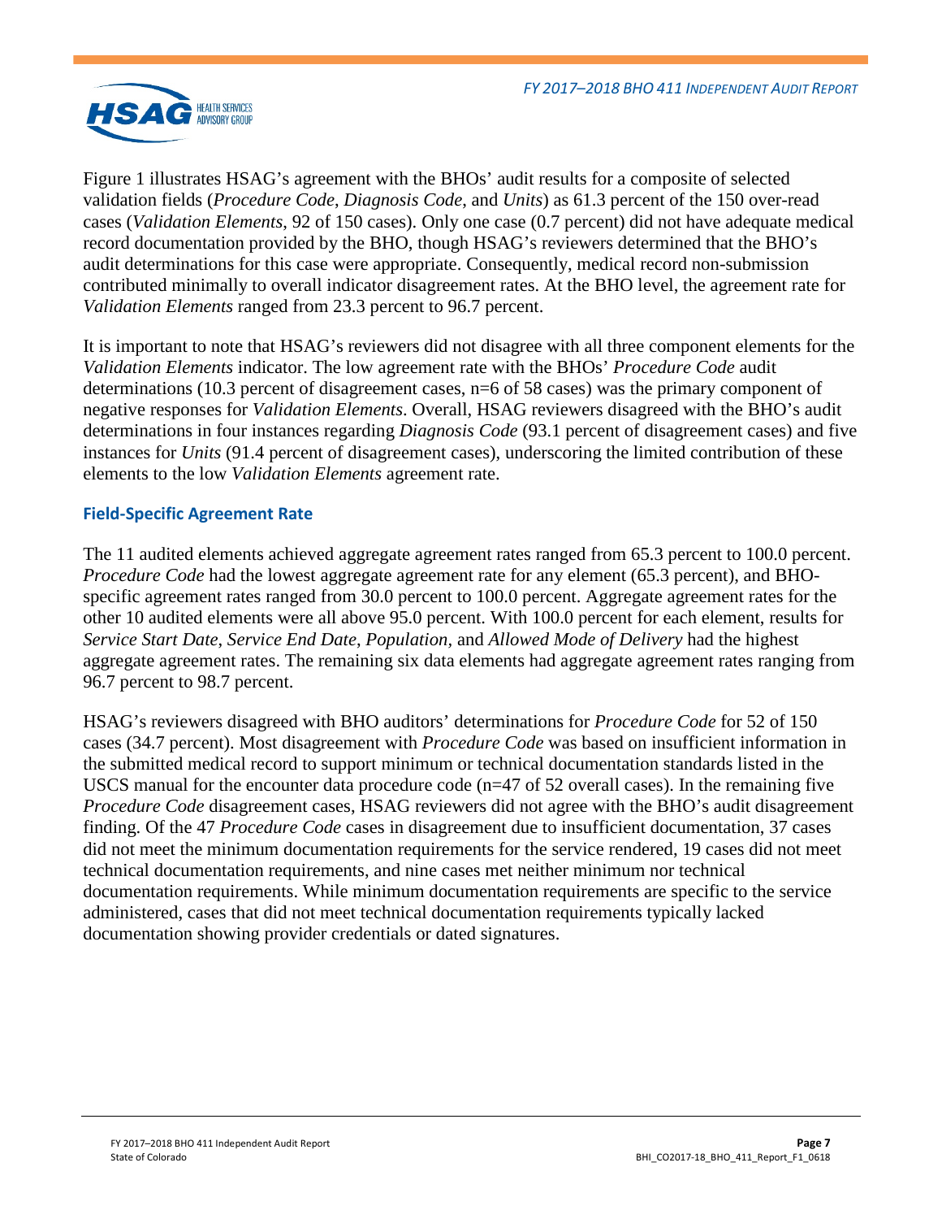Figure 1 illustrates HSAG's agreement with the BHOs' audit results for a composite of selected validation fields (*Procedure Code*, *Diagnosis Code*, and *Units*) as 61.3 percent of the 150 over-read cases (*Validation Elements*, 92 of 150 cases). Only one case (0.7 percent) did not have adequate medical record documentation provided by the BHO, though HSAG's reviewers determined that the BHO's audit determinations for this case were appropriate. Consequently, medical record non-submission contributed minimally to overall indicator disagreement rates. At the BHO level, the agreement rate for *Validation Elements* ranged from 23.3 percent to 96.7 percent.

It is important to note that HSAG's reviewers did not disagree with all three component elements for the *Validation Elements* indicator. The low agreement rate with the BHOs' *Procedure Code* audit determinations (10.3 percent of disagreement cases, n=6 of 58 cases) was the primary component of negative responses for *Validation Elements*. Overall, HSAG reviewers disagreed with the BHO's audit determinations in four instances regarding *Diagnosis Code* (93.1 percent of disagreement cases) and five instances for *Units* (91.4 percent of disagreement cases), underscoring the limited contribution of these elements to the low *Validation Elements* agreement rate.

### Field-Specific Agreement Rate

The 11 audited elements achieved aggregate agreement rates ranged from 65.3 percent to 100.0 percent. *Procedure Code* had the lowest aggregate agreement rate for any element (65.3 percent), and BHO-specific agreement rates ranged from 30.0 percent to 100.0 percent. Aggregate agreement rates for the other 10 audited elements were all above 95.0 percent. With 100.0 percent for each element, results for *Service Start Date*, *Service End Date*, *Population,* and *Allowed Mode of Delivery* had the highest aggregate agreement rates. The remaining six data elements had aggregate agreement rates ranging from 96.7 percent to 98.7 percent.

HSAG's reviewers disagreed with BHO auditors' determinations for *Procedure Code* for 52 of 150 cases (34.7 percent). Most disagreement with *Procedure Code* was based on insufficient information in the submitted medical record to support minimum or technical documentation standards listed in the USCS manual for the encounter data procedure code (n=47 of 52 overall cases). In the remaining five *Procedure Code* disagreement cases, HSAG reviewers did not agree with the BHO's audit disagreement finding. Of the 47 *Procedure Code* cases in disagreement due to insufficient documentation, 37 cases did not meet the minimum documentation requirements for the service rendered, 19 cases did not meet technical documentation requirements, and nine cases met neither minimum nor technical documentation requirements. While minimum documentation requirements are specific to the service administered, cases that did not meet technical documentation requirements typically lacked documentation showing provider credentials or dated signatures.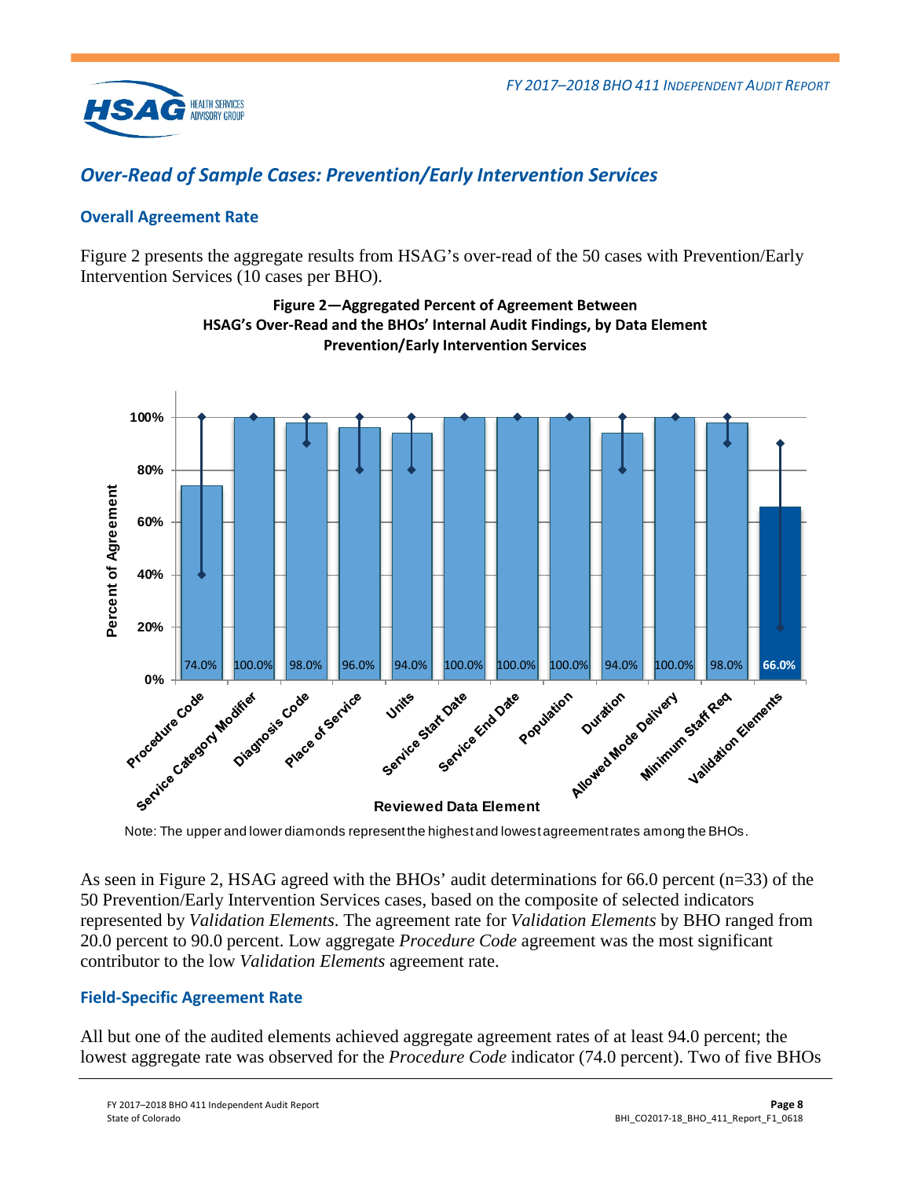## Over-Read of Sample Cases: Prevention/Early Intervention Services

### Overall Agreement Rate

Figure 2 presents the aggregate results from HSAG's over-read of the 50 cases with Prevention/Early Intervention Services (10 cases per BHO).

**Figure 2—Aggregated Percent of Agreement Between HSAG's Over-Read and the BHOs' Internal Audit Findings, by Data Element Prevention/Early Intervention Services**

Percent of Agreement

100%
80%
60%
40%
20%
0%

74.0% 100.0% 98.0% 96.0% 94.0% 100.0% 100.0% 100.0% 94.0% 100.0% 98.0% 66.0%

Procedure Code
Service Category Modifier
Diagnosis Code
Place of Service
Units
Service Start Date
Service End Date
Population
Duration
Allowed Mode Delivery
Minimum Staff Req
Validation Elements

Reviewed Data Element

Note: The upper and lower diamonds represent the highest and lowest agreement rates among the BHOs.

As seen in Figure 2, HSAG agreed with the BHOs' audit determinations for 66.0 percent (n=33) of the 50 Prevention/Early Intervention Services cases, based on the composite of selected indicators represented by *Validation Elements*. The agreement rate for *Validation Elements* by BHO ranged from 20.0 percent to 90.0 percent. Low aggregate *Procedure Code* agreement was the most significant contributor to the low *Validation Elements* agreement rate.

### Field-Specific Agreement Rate

All but one of the audited elements achieved aggregate agreement rates of at least 94.0 percent; the lowest aggregate rate was observed for the *Procedure Code* indicator (74.0 percent). Two of five BHOs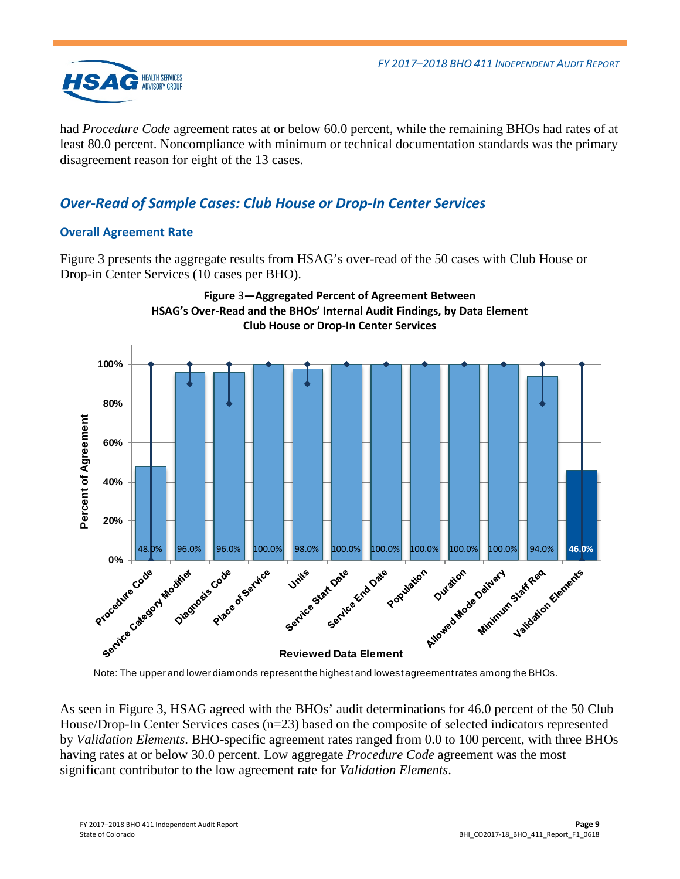had *Procedure Code* agreement rates at or below 60.0 percent, while the remaining BHOs had rates of at least 80.0 percent. Noncompliance with minimum or technical documentation standards was the primary disagreement reason for eight of the 13 cases.

## *Over-Read of Sample Cases: Club House or Drop-In Center Services*

### Overall Agreement Rate

Figure 3 presents the aggregate results from HSAG's over-read of the 50 cases with Club House or Drop-in Center Services (10 cases per BHO).

**Figure 3—Aggregated Percent of Agreement Between HSAG's Over-Read and the BHOs' Internal Audit Findings, by Data Element Club House or Drop-In Center Services**

Percent of Agreement

100%
80%
60%
40%
20%
0%

48.0%
96.0%
96.0%
100.0%
98.0%
100.0%
100.0%
100.0%
100.0%
100.0%
94.0%
46.0%

Procedure Code
Service Category Modifier
Diagnosis Code
Place of Service
Units
Service Start Date
Service End Date
Population
Duration
Allowed Mode Delivery
Minimum Staff Req
Validation Elements

Reviewed Data Element

Note: The upper and lower diamonds represent the highest and lowest agreement rates among the BHOs.

As seen in Figure 3, HSAG agreed with the BHOs' audit determinations for 46.0 percent of the 50 Club House/Drop-In Center Services cases (n=23) based on the composite of selected indicators represented by *Validation Elements*. BHO-specific agreement rates ranged from 0.0 to 100 percent, with three BHOs having rates at or below 30.0 percent. Low aggregate *Procedure Code* agreement was the most significant contributor to the low agreement rate for *Validation Elements*.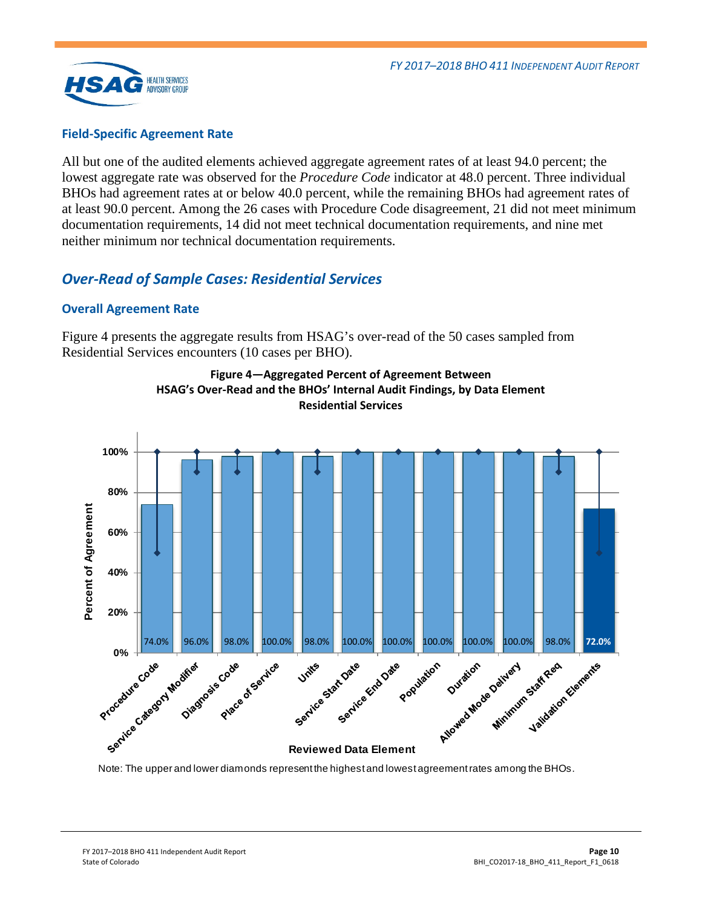### Field-Specific Agreement Rate

All but one of the audited elements achieved aggregate agreement rates of at least 94.0 percent; the lowest aggregate rate was observed for the *Procedure Code* indicator at 48.0 percent. Three individual BHOs had agreement rates at or below 40.0 percent, while the remaining BHOs had agreement rates of at least 90.0 percent. Among the 26 cases with Procedure Code disagreement, 21 did not meet minimum documentation requirements, 14 did not meet technical documentation requirements, and nine met neither minimum nor technical documentation requirements.

## *Over-Read of Sample Cases: Residential Services*

### Overall Agreement Rate

Figure 4 presents the aggregate results from HSAG's over-read of the 50 cases sampled from Residential Services encounters (10 cases per BHO).

**Figure 4—Aggregated Percent of Agreement Between HSAG's Over-Read and the BHOs' Internal Audit Findings, by Data Element Residential Services**

Percent of Agreement

100%
80%
60%
40%
20%
0%

74.0% 96.0% 98.0% 100.0% 98.0% 100.0% 100.0% 100.0% 100.0% 100.0% 98.0% 72.0%

Procedure Code
Service Category Modifier
Diagnosis Code
Place of Service
Units
Service Start Date
Service End Date
Population
Duration
Allowed Mode Delivery
Minimum Staff Req
Validation Elements

Reviewed Data Element

Note: The upper and lower diamonds represent the highest and lowest agreement rates among the BHOs.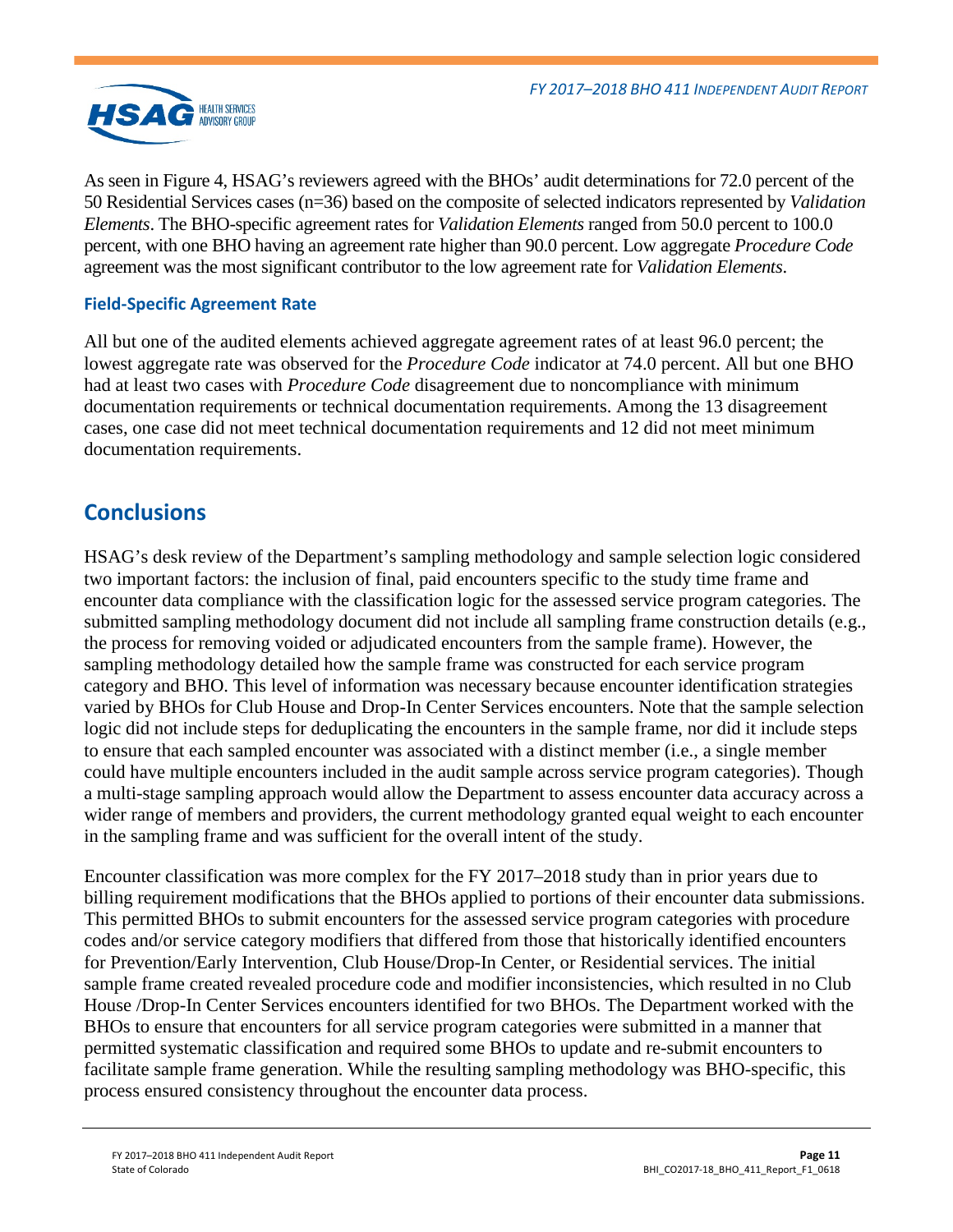As seen in Figure 4, HSAG's reviewers agreed with the BHOs' audit determinations for 72.0 percent of the 50 Residential Services cases (n=36) based on the composite of selected indicators represented by *Validation Elements*. The BHO-specific agreement rates for *Validation Elements* ranged from 50.0 percent to 100.0 percent, with one BHO having an agreement rate higher than 90.0 percent. Low aggregate *Procedure Code* agreement was the most significant contributor to the low agreement rate for *Validation Elements*.

### Field-Specific Agreement Rate

All but one of the audited elements achieved aggregate agreement rates of at least 96.0 percent; the lowest aggregate rate was observed for the *Procedure Code* indicator at 74.0 percent. All but one BHO had at least two cases with *Procedure Code* disagreement due to noncompliance with minimum documentation requirements or technical documentation requirements. Among the 13 disagreement cases, one case did not meet technical documentation requirements and 12 did not meet minimum documentation requirements.

## Conclusions

HSAG's desk review of the Department's sampling methodology and sample selection logic considered two important factors: the inclusion of final, paid encounters specific to the study time frame and encounter data compliance with the classification logic for the assessed service program categories. The submitted sampling methodology document did not include all sampling frame construction details (e.g., the process for removing voided or adjudicated encounters from the sample frame). However, the sampling methodology detailed how the sample frame was constructed for each service program category and BHO. This level of information was necessary because encounter identification strategies varied by BHOs for Club House and Drop-In Center Services encounters. Note that the sample selection logic did not include steps for deduplicating the encounters in the sample frame, nor did it include steps to ensure that each sampled encounter was associated with a distinct member (i.e., a single member could have multiple encounters included in the audit sample across service program categories). Though a multi-stage sampling approach would allow the Department to assess encounter data accuracy across a wider range of members and providers, the current methodology granted equal weight to each encounter in the sampling frame and was sufficient for the overall intent of the study.

Encounter classification was more complex for the FY 2017–2018 study than in prior years due to billing requirement modifications that the BHOs applied to portions of their encounter data submissions. This permitted BHOs to submit encounters for the assessed service program categories with procedure codes and/or service category modifiers that differed from those that historically identified encounters for Prevention/Early Intervention, Club House/Drop-In Center, or Residential services. The initial sample frame created revealed procedure code and modifier inconsistencies, which resulted in no Club House /Drop-In Center Services encounters identified for two BHOs. The Department worked with the BHOs to ensure that encounters for all service program categories were submitted in a manner that permitted systematic classification and required some BHOs to update and re-submit encounters to facilitate sample frame generation. While the resulting sampling methodology was BHO-specific, this process ensured consistency throughout the encounter data process.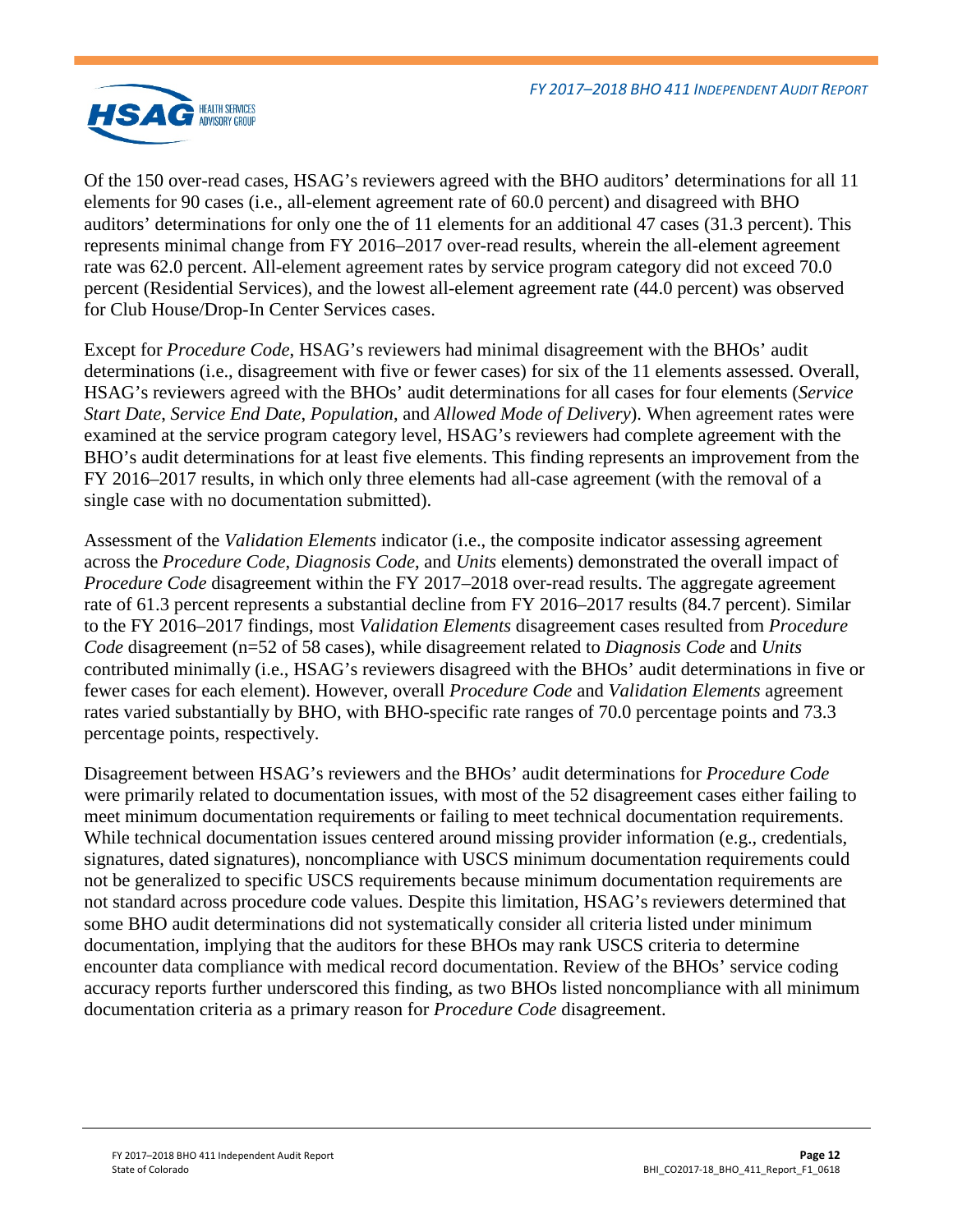Of the 150 over-read cases, HSAG's reviewers agreed with the BHO auditors' determinations for all 11 elements for 90 cases (i.e., all-element agreement rate of 60.0 percent) and disagreed with BHO auditors' determinations for only one the of 11 elements for an additional 47 cases (31.3 percent). This represents minimal change from FY 2016–2017 over-read results, wherein the all-element agreement rate was 62.0 percent. All-element agreement rates by service program category did not exceed 70.0 percent (Residential Services), and the lowest all-element agreement rate (44.0 percent) was observed for Club House/Drop-In Center Services cases.

Except for *Procedure Code*, HSAG's reviewers had minimal disagreement with the BHOs' audit determinations (i.e., disagreement with five or fewer cases) for six of the 11 elements assessed. Overall, HSAG's reviewers agreed with the BHOs' audit determinations for all cases for four elements (*Service Start Date*, *Service End Date*, *Population*, and *Allowed Mode of Delivery*). When agreement rates were examined at the service program category level, HSAG's reviewers had complete agreement with the BHO's audit determinations for at least five elements. This finding represents an improvement from the FY 2016–2017 results, in which only three elements had all-case agreement (with the removal of a single case with no documentation submitted).

Assessment of the *Validation Elements* indicator (i.e., the composite indicator assessing agreement across the *Procedure Code*, *Diagnosis Code*, and *Units* elements) demonstrated the overall impact of *Procedure Code* disagreement within the FY 2017–2018 over-read results. The aggregate agreement rate of 61.3 percent represents a substantial decline from FY 2016–2017 results (84.7 percent). Similar to the FY 2016–2017 findings, most *Validation Elements* disagreement cases resulted from *Procedure Code* disagreement (n=52 of 58 cases), while disagreement related to *Diagnosis Code* and *Units* contributed minimally (i.e., HSAG's reviewers disagreed with the BHOs' audit determinations in five or fewer cases for each element). However, overall *Procedure Code* and *Validation Elements* agreement rates varied substantially by BHO, with BHO-specific rate ranges of 70.0 percentage points and 73.3 percentage points, respectively.

Disagreement between HSAG's reviewers and the BHOs' audit determinations for *Procedure Code* were primarily related to documentation issues, with most of the 52 disagreement cases either failing to meet minimum documentation requirements or failing to meet technical documentation requirements. While technical documentation issues centered around missing provider information (e.g., credentials, signatures, dated signatures), noncompliance with USCS minimum documentation requirements could not be generalized to specific USCS requirements because minimum documentation requirements are not standard across procedure code values. Despite this limitation, HSAG's reviewers determined that some BHO audit determinations did not systematically consider all criteria listed under minimum documentation, implying that the auditors for these BHOs may rank USCS criteria to determine encounter data compliance with medical record documentation. Review of the BHOs' service coding accuracy reports further underscored this finding, as two BHOs listed noncompliance with all minimum documentation criteria as a primary reason for *Procedure Code* disagreement.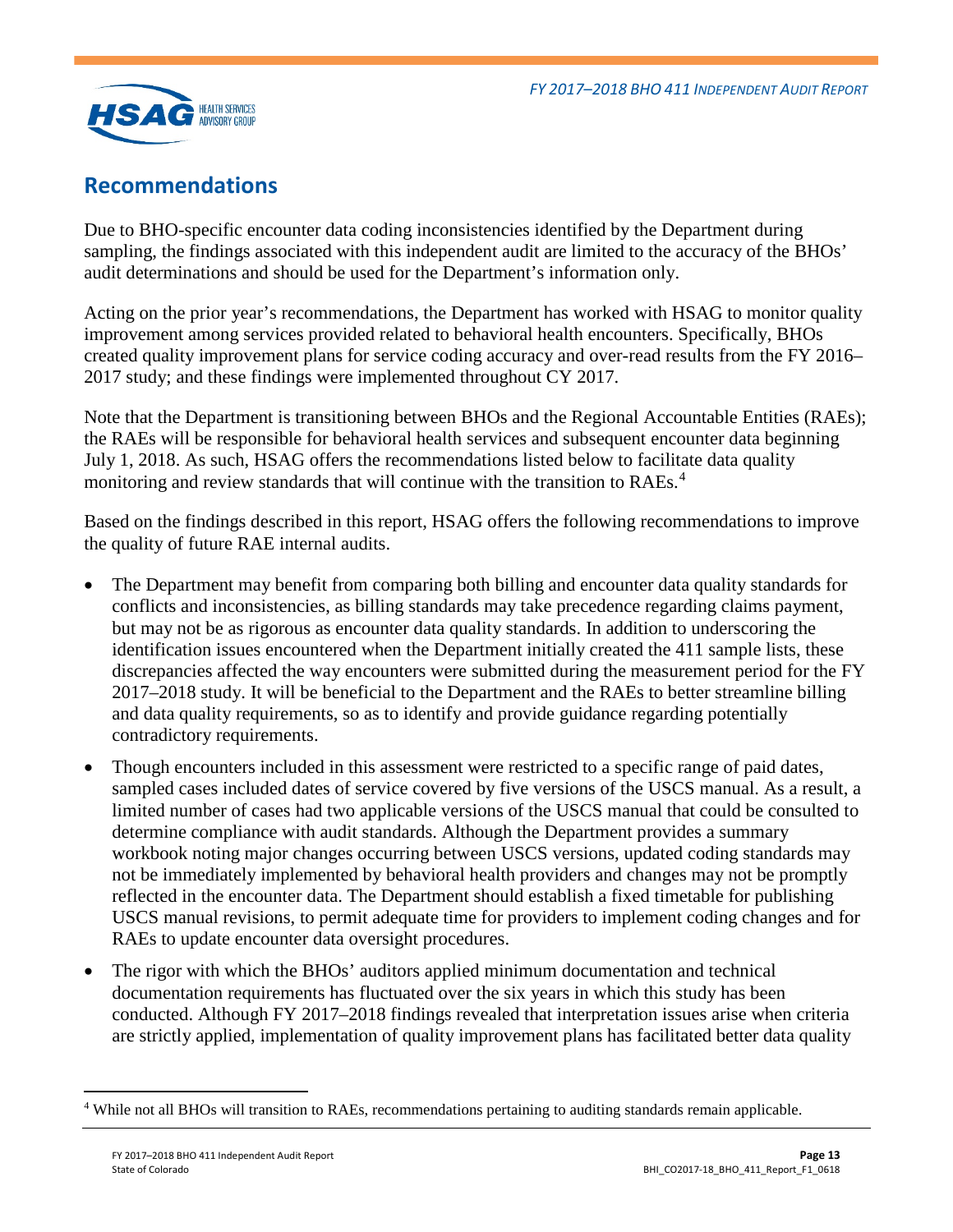## Recommendations

Due to BHO-specific encounter data coding inconsistencies identified by the Department during sampling, the findings associated with this independent audit are limited to the accuracy of the BHOs' audit determinations and should be used for the Department's information only.

Acting on the prior year's recommendations, the Department has worked with HSAG to monitor quality improvement among services provided related to behavioral health encounters. Specifically, BHOs created quality improvement plans for service coding accuracy and over-read results from the FY 2016–2017 study; and these findings were implemented throughout CY 2017.

Note that the Department is transitioning between BHOs and the Regional Accountable Entities (RAEs); the RAEs will be responsible for behavioral health services and subsequent encounter data beginning July 1, 2018. As such, HSAG offers the recommendations listed below to facilitate data quality monitoring and review standards that will continue with the transition to RAEs.[4]

Based on the findings described in this report, HSAG offers the following recommendations to improve the quality of future RAE internal audits.

- The Department may benefit from comparing both billing and encounter data quality standards for conflicts and inconsistencies, as billing standards may take precedence regarding claims payment, but may not be as rigorous as encounter data quality standards. In addition to underscoring the identification issues encountered when the Department initially created the 411 sample lists, these discrepancies affected the way encounters were submitted during the measurement period for the FY 2017–2018 study. It will be beneficial to the Department and the RAEs to better streamline billing and data quality requirements, so as to identify and provide guidance regarding potentially contradictory requirements.
- Though encounters included in this assessment were restricted to a specific range of paid dates, sampled cases included dates of service covered by five versions of the USCS manual. As a result, a limited number of cases had two applicable versions of the USCS manual that could be consulted to determine compliance with audit standards. Although the Department provides a summary workbook noting major changes occurring between USCS versions, updated coding standards may not be immediately implemented by behavioral health providers and changes may not be promptly reflected in the encounter data. The Department should establish a fixed timetable for publishing USCS manual revisions, to permit adequate time for providers to implement coding changes and for RAEs to update encounter data oversight procedures.
- The rigor with which the BHOs' auditors applied minimum documentation and technical documentation requirements has fluctuated over the six years in which this study has been conducted. Although FY 2017–2018 findings revealed that interpretation issues arise when criteria are strictly applied, implementation of quality improvement plans has facilitated better data quality

[4] While not all BHOs will transition to RAEs, recommendations pertaining to auditing standards remain applicable.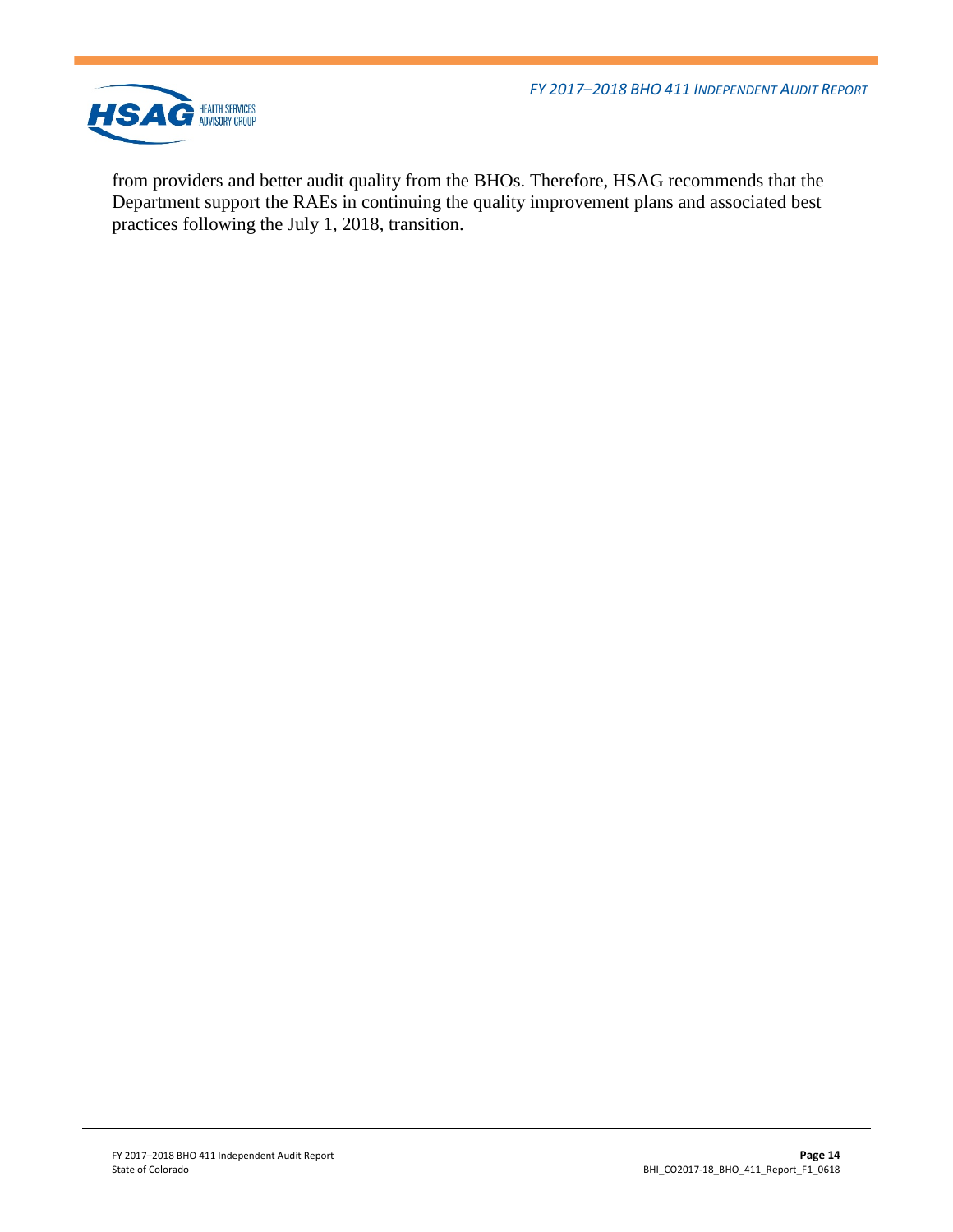from providers and better audit quality from the BHOs. Therefore, HSAG recommends that the Department support the RAEs in continuing the quality improvement plans and associated best practices following the July 1, 2018, transition.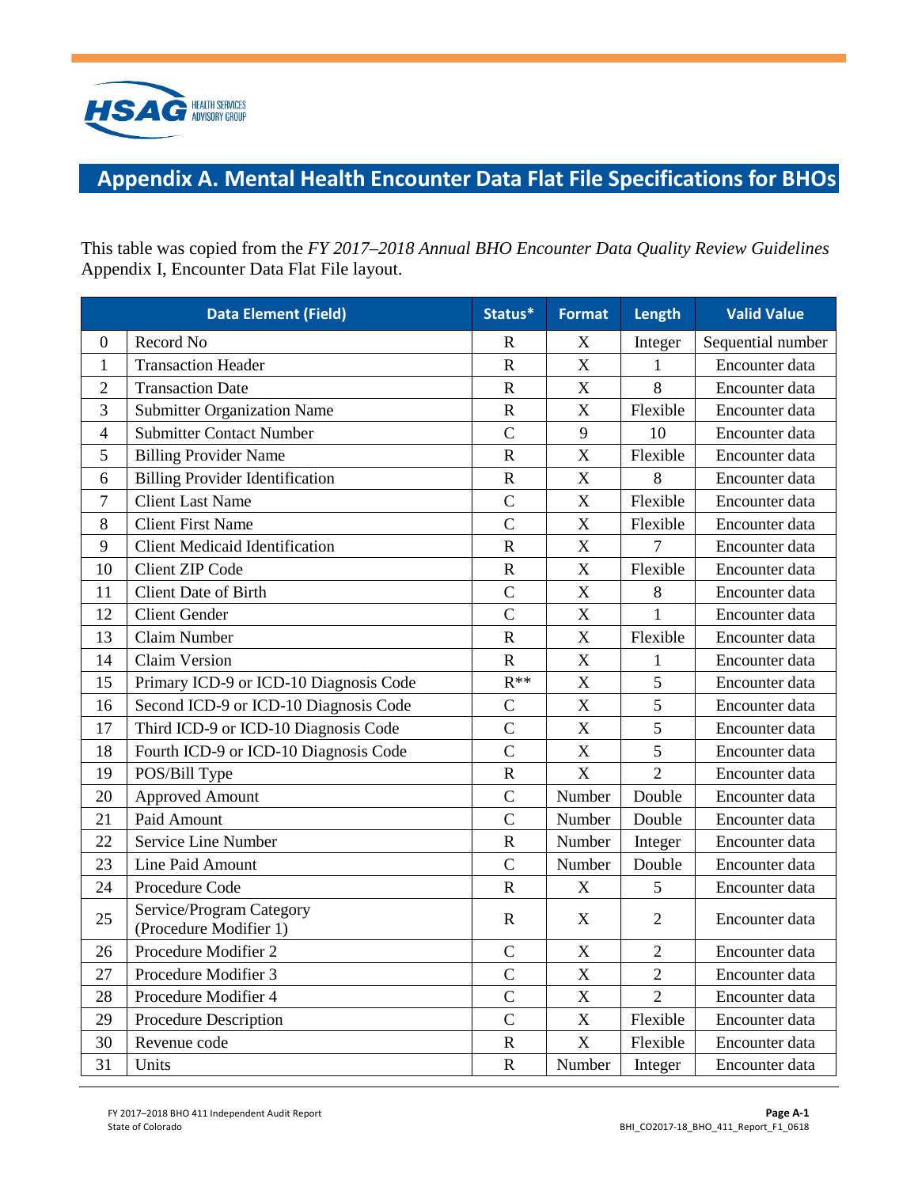# Appendix A. Mental Health Encounter Data Flat File Specifications for BHOs

This table was copied from the *FY 2017–2018 Annual BHO Encounter Data Quality Review Guidelines* Appendix I, Encounter Data Flat File layout.

| | Data Element (Field) | Status* | Format | Length | Valid Value |
|---|---|---|---|---|---|
| 0 | Record No | R | X | Integer | Sequential number |
| 1 | Transaction Header | R | X | 1 | Encounter data |
| 2 | Transaction Date | R | X | 8 | Encounter data |
| 3 | Submitter Organization Name | R | X | Flexible | Encounter data |
| 4 | Submitter Contact Number | C | 9 | 10 | Encounter data |
| 5 | Billing Provider Name | R | X | Flexible | Encounter data |
| 6 | Billing Provider Identification | R | X | 8 | Encounter data |
| 7 | Client Last Name | C | X | Flexible | Encounter data |
| 8 | Client First Name | C | X | Flexible | Encounter data |
| 9 | Client Medicaid Identification | R | X | 7 | Encounter data |
| 10 | Client ZIP Code | R | X | Flexible | Encounter data |
| 11 | Client Date of Birth | C | X | 8 | Encounter data |
| 12 | Client Gender | C | X | 1 | Encounter data |
| 13 | Claim Number | R | X | Flexible | Encounter data |
| 14 | Claim Version | R | X | 1 | Encounter data |
| 15 | Primary ICD-9 or ICD-10 Diagnosis Code | R** | X | 5 | Encounter data |
| 16 | Second ICD-9 or ICD-10 Diagnosis Code | C | X | 5 | Encounter data |
| 17 | Third ICD-9 or ICD-10 Diagnosis Code | C | X | 5 | Encounter data |
| 18 | Fourth ICD-9 or ICD-10 Diagnosis Code | C | X | 5 | Encounter data |
| 19 | POS/Bill Type | R | X | 2 | Encounter data |
| 20 | Approved Amount | C | Number | Double | Encounter data |
| 21 | Paid Amount | C | Number | Double | Encounter data |
| 22 | Service Line Number | R | Number | Integer | Encounter data |
| 23 | Line Paid Amount | C | Number | Double | Encounter data |
| 24 | Procedure Code | R | X | 5 | Encounter data |
| 25 | Service/Program Category (Procedure Modifier 1) | R | X | 2 | Encounter data |
| 26 | Procedure Modifier 2 | C | X | 2 | Encounter data |
| 27 | Procedure Modifier 3 | C | X | 2 | Encounter data |
| 28 | Procedure Modifier 4 | C | X | 2 | Encounter data |
| 29 | Procedure Description | C | X | Flexible | Encounter data |
| 30 | Revenue code | R | X | Flexible | Encounter data |
| 31 | Units | R | Number | Integer | Encounter data |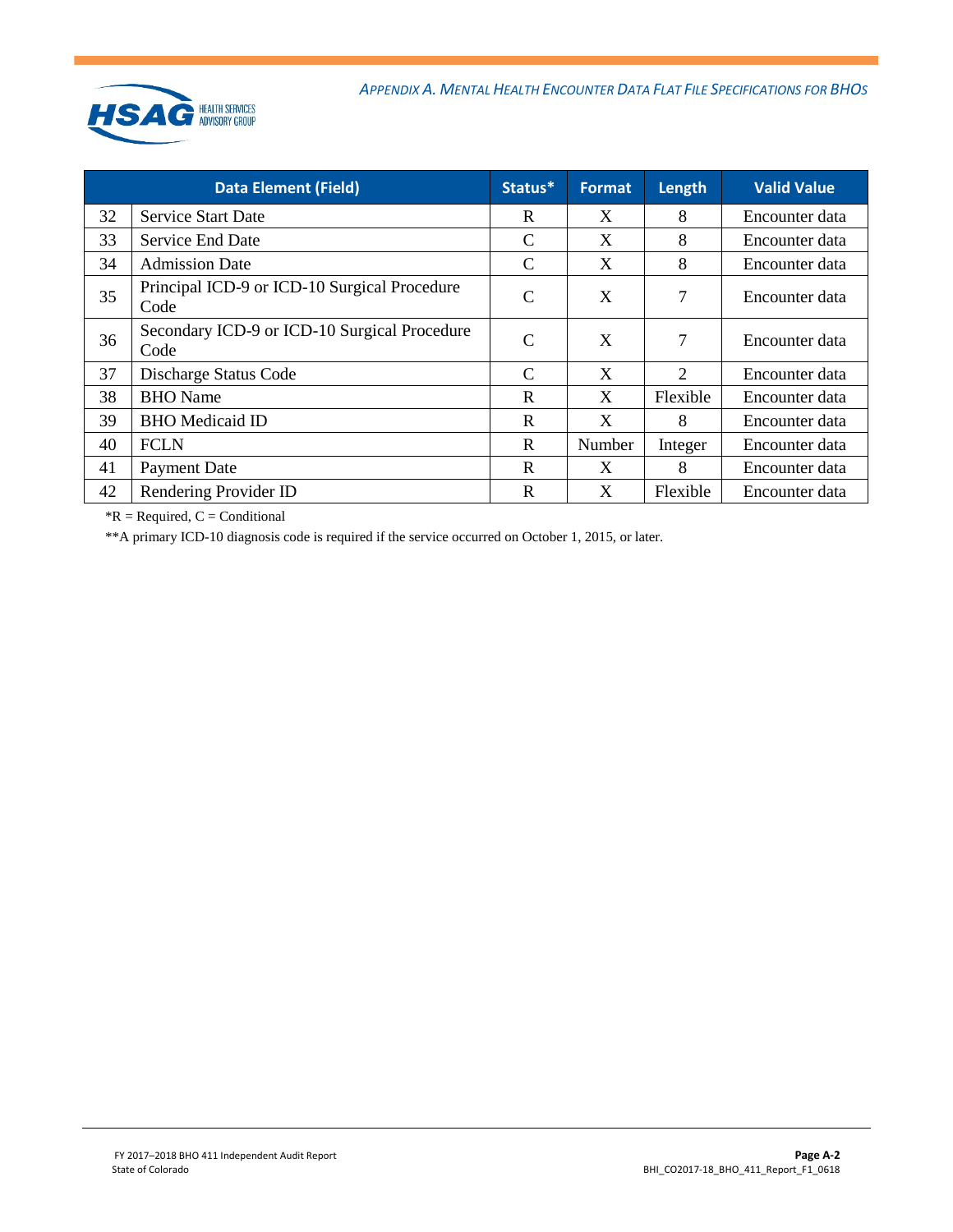| | Data Element (Field) | Status* | Format | Length | Valid Value |
|---|---|---|---|---|---|
| 32 | Service Start Date | R | X | 8 | Encounter data |
| 33 | Service End Date | C | X | 8 | Encounter data |
| 34 | Admission Date | C | X | 8 | Encounter data |
| 35 | Principal ICD-9 or ICD-10 Surgical Procedure Code | C | X | 7 | Encounter data |
| 36 | Secondary ICD-9 or ICD-10 Surgical Procedure Code | C | X | 7 | Encounter data |
| 37 | Discharge Status Code | C | X | 2 | Encounter data |
| 38 | BHO Name | R | X | Flexible | Encounter data |
| 39 | BHO Medicaid ID | R | X | 8 | Encounter data |
| 40 | FCLN | R | Number | Integer | Encounter data |
| 41 | Payment Date | R | X | 8 | Encounter data |
| 42 | Rendering Provider ID | R | X | Flexible | Encounter data |

*R = Required, C = Conditional

**A primary ICD-10 diagnosis code is required if the service occurred on October 1, 2015, or later.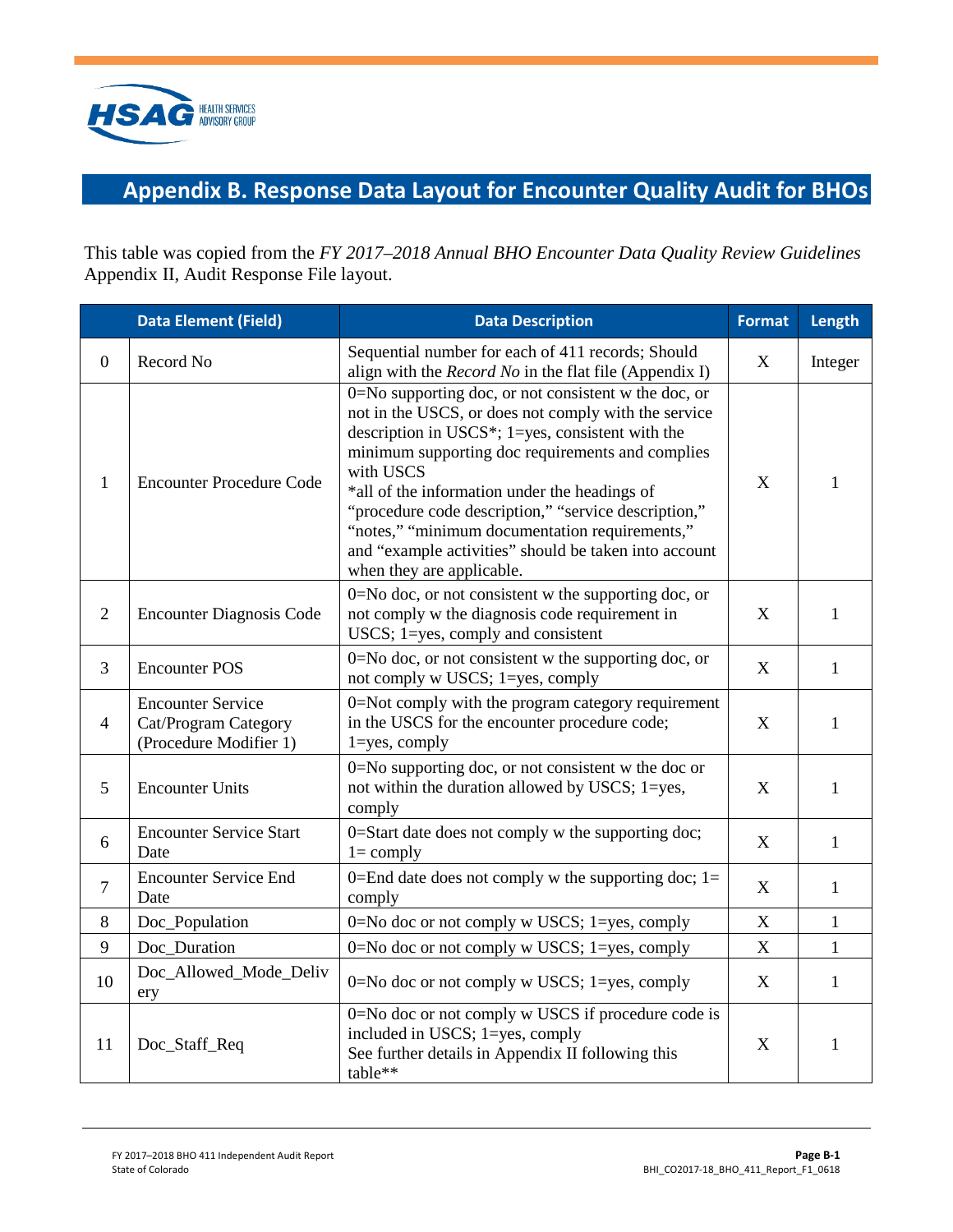# Appendix B. Response Data Layout for Encounter Quality Audit for BHOs

This table was copied from the *FY 2017–2018 Annual BHO Encounter Data Quality Review Guidelines* Appendix II, Audit Response File layout.

| | Data Element (Field) | Data Description | Format | Length |
|---|---|---|---|---|
| 0 | Record No | Sequential number for each of 411 records; Should align with the *Record No* in the flat file (Appendix I) | X | Integer |
| 1 | Encounter Procedure Code | 0=No supporting doc, or not consistent w the doc, or not in the USCS, or does not comply with the service description in USCS*; 1=yes, consistent with the minimum supporting doc requirements and complies with USCS<br>*all of the information under the headings of "procedure code description," "service description," "notes," "minimum documentation requirements," and "example activities" should be taken into account when they are applicable. | X | 1 |
| 2 | Encounter Diagnosis Code | 0=No doc, or not consistent w the supporting doc, or not comply w the diagnosis code requirement in USCS; 1=yes, comply and consistent | X | 1 |
| 3 | Encounter POS | 0=No doc, or not consistent w the supporting doc, or not comply w USCS; 1=yes, comply | X | 1 |
| 4 | Encounter Service Cat/Program Category (Procedure Modifier 1) | 0=Not comply with the program category requirement in the USCS for the encounter procedure code; 1=yes, comply | X | 1 |
| 5 | Encounter Units | 0=No supporting doc, or not consistent w the doc or not within the duration allowed by USCS; 1=yes, comply | X | 1 |
| 6 | Encounter Service Start Date | 0=Start date does not comply w the supporting doc; 1= comply | X | 1 |
| 7 | Encounter Service End Date | 0=End date does not comply w the supporting doc; 1= comply | X | 1 |
| 8 | Doc_Population | 0=No doc or not comply w USCS; 1=yes, comply | X | 1 |
| 9 | Doc_Duration | 0=No doc or not comply w USCS; 1=yes, comply | X | 1 |
| 10 | Doc_Allowed_Mode_Delivery | 0=No doc or not comply w USCS; 1=yes, comply | X | 1 |
| 11 | Doc_Staff_Req | 0=No doc or not comply w USCS if procedure code is included in USCS; 1=yes, comply<br>See further details in Appendix II following this table** | X | 1 |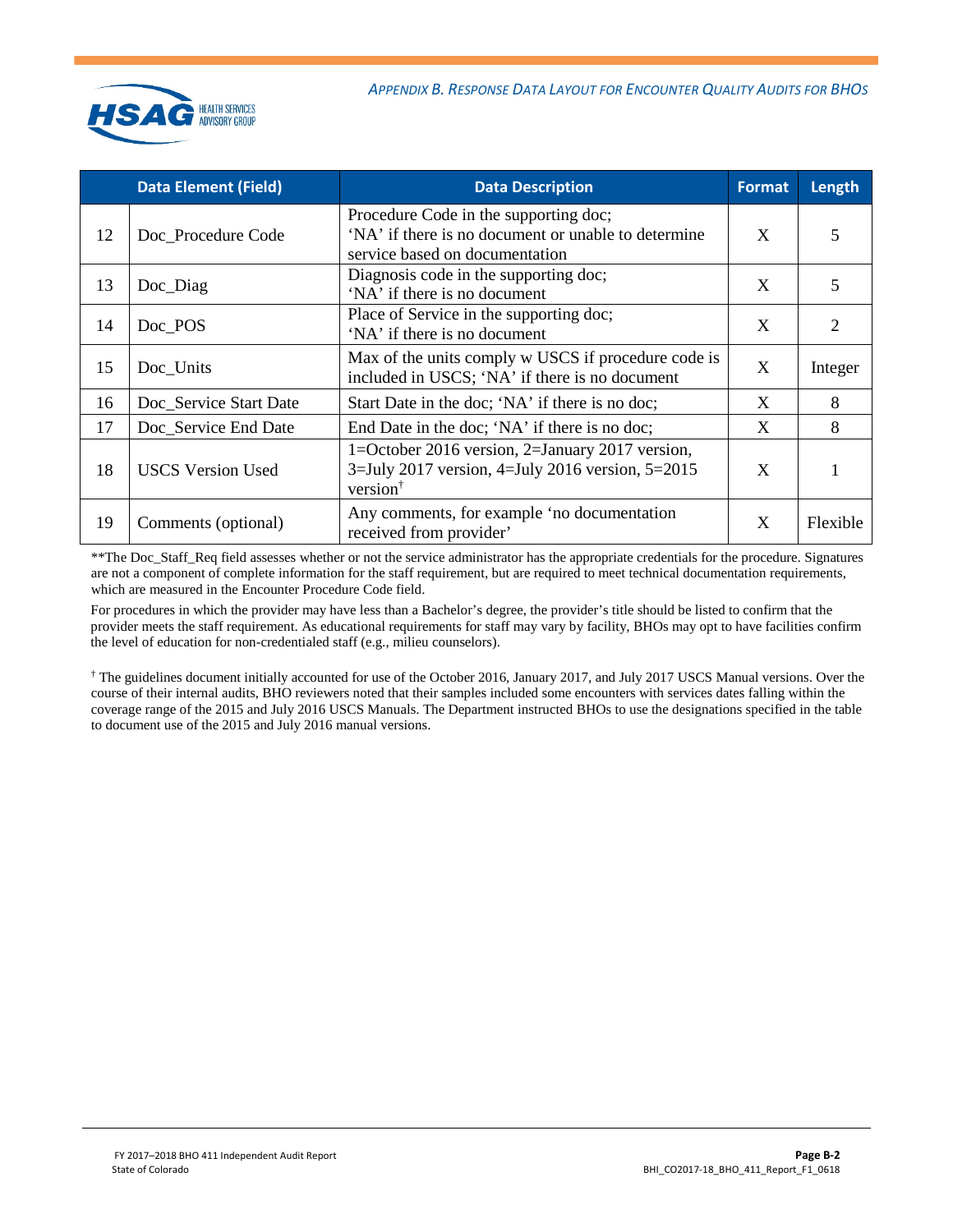| | Data Element (Field) | Data Description | Format | Length |
|---|---|---|---|---|
| 12 | Doc_Procedure Code | Procedure Code in the supporting doc; 'NA' if there is no document or unable to determine service based on documentation | X | 5 |
| 13 | Doc_Diag | Diagnosis code in the supporting doc; 'NA' if there is no document | X | 5 |
| 14 | Doc_POS | Place of Service in the supporting doc; 'NA' if there is no document | X | 2 |
| 15 | Doc_Units | Max of the units comply w USCS if procedure code is included in USCS; 'NA' if there is no document | X | Integer |
| 16 | Doc_Service Start Date | Start Date in the doc; 'NA' if there is no doc; | X | 8 |
| 17 | Doc_Service End Date | End Date in the doc; 'NA' if there is no doc; | X | 8 |
| 18 | USCS Version Used | 1=October 2016 version, 2=January 2017 version, 3=July 2017 version, 4=July 2016 version, 5=2015 version† | X | 1 |
| 19 | Comments (optional) | Any comments, for example 'no documentation received from provider' | X | Flexible |

**The Doc_Staff_Req field assesses whether or not the service administrator has the appropriate credentials for the procedure. Signatures are not a component of complete information for the staff requirement, but are required to meet technical documentation requirements, which are measured in the Encounter Procedure Code field.

For procedures in which the provider may have less than a Bachelor's degree, the provider's title should be listed to confirm that the provider meets the staff requirement. As educational requirements for staff may vary by facility, BHOs may opt to have facilities confirm the level of education for non-credentialed staff (e.g., milieu counselors).

† The guidelines document initially accounted for use of the October 2016, January 2017, and July 2017 USCS Manual versions. Over the course of their internal audits, BHO reviewers noted that their samples included some encounters with services dates falling within the coverage range of the 2015 and July 2016 USCS Manuals. The Department instructed BHOs to use the designations specified in the table to document use of the 2015 and July 2016 manual versions.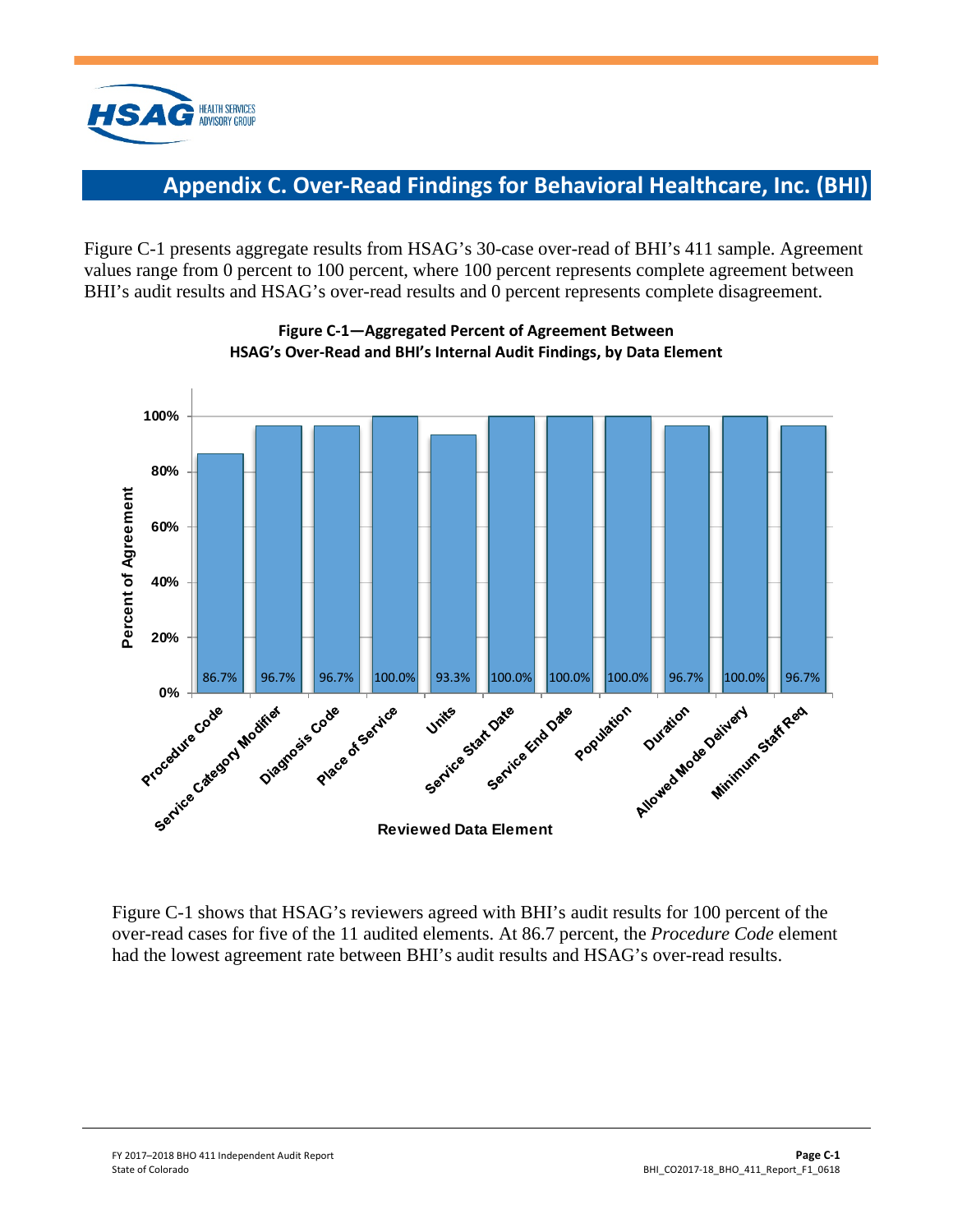# Appendix C. Over-Read Findings for Behavioral Healthcare, Inc. (BHI)

Figure C-1 presents aggregate results from HSAG's 30-case over-read of BHI's 411 sample. Agreement values range from 0 percent to 100 percent, where 100 percent represents complete agreement between BHI's audit results and HSAG's over-read results and 0 percent represents complete disagreement.

**Figure C-1—Aggregated Percent of Agreement Between HSAG's Over-Read and BHI's Internal Audit Findings, by Data Element**

Percent of Agreement

100%
80%
60%
40%
20%
0%

86.7%
96.7%
96.7%
100.0%
93.3%
100.0%
100.0%
100.0%
96.7%
100.0%
96.7%

Procedure Code
Service Category Modifier
Diagnosis Code
Place of Service
Units
Service Start Date
Service End Date
Population
Duration
Allowed Mode Delivery
Minimum Staff Req

Reviewed Data Element

Figure C-1 shows that HSAG's reviewers agreed with BHI's audit results for 100 percent of the over-read cases for five of the 11 audited elements. At 86.7 percent, the *Procedure Code* element had the lowest agreement rate between BHI's audit results and HSAG's over-read results.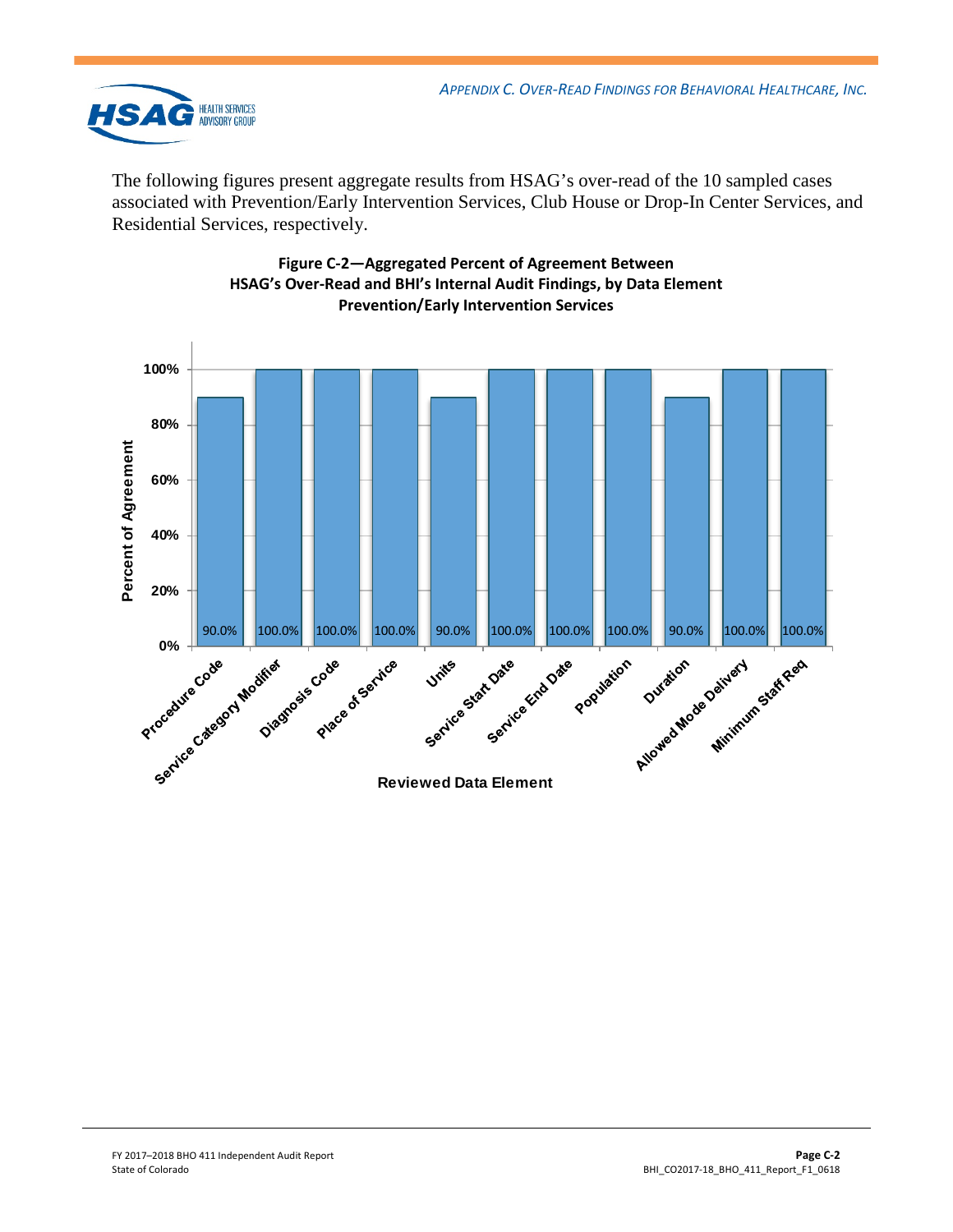The following figures present aggregate results from HSAG's over-read of the 10 sampled cases associated with Prevention/Early Intervention Services, Club House or Drop-In Center Services, and Residential Services, respectively.

**Figure C-2—Aggregated Percent of Agreement Between HSAG's Over-Read and BHI's Internal Audit Findings, by Data Element Prevention/Early Intervention Services**

| Reviewed Data Element | Percent of Agreement |
|---|---|
| Procedure Code | 90.0% |
| Service Category Modifier | 100.0% |
| Diagnosis Code | 100.0% |
| Place of Service | 100.0% |
| Units | 90.0% |
| Service Start Date | 100.0% |
| Service End Date | 100.0% |
| Population | 100.0% |
| Duration | 90.0% |
| Allowed Mode Delivery | 100.0% |
| Minimum Staff Req | 100.0% |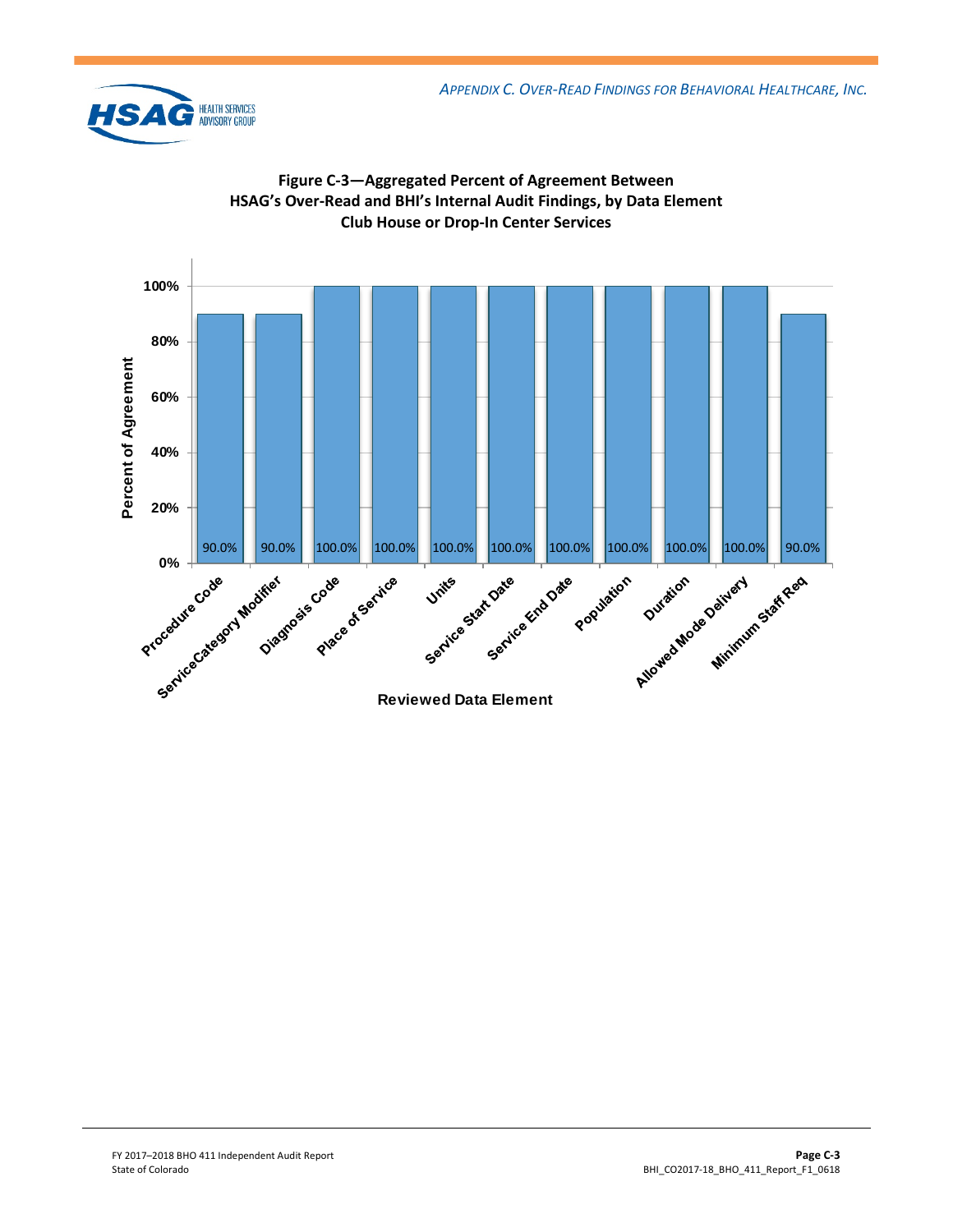**Figure C-3—Aggregated Percent of Agreement Between HSAG's Over-Read and BHI's Internal Audit Findings, by Data Element Club House or Drop-In Center Services**

Percent of Agreement

100%
80%
60%
40%
20%
0%

90.0%
90.0%
100.0%
100.0%
100.0%
100.0%
100.0%
100.0%
100.0%
100.0%
90.0%

Procedure Code
ServiceCategory Modifier
Diagnosis Code
Place of Service
Units
Service Start Date
Service End Date
Population
Duration
Allowed Mode Delivery
Minimum Staff Req

Reviewed Data Element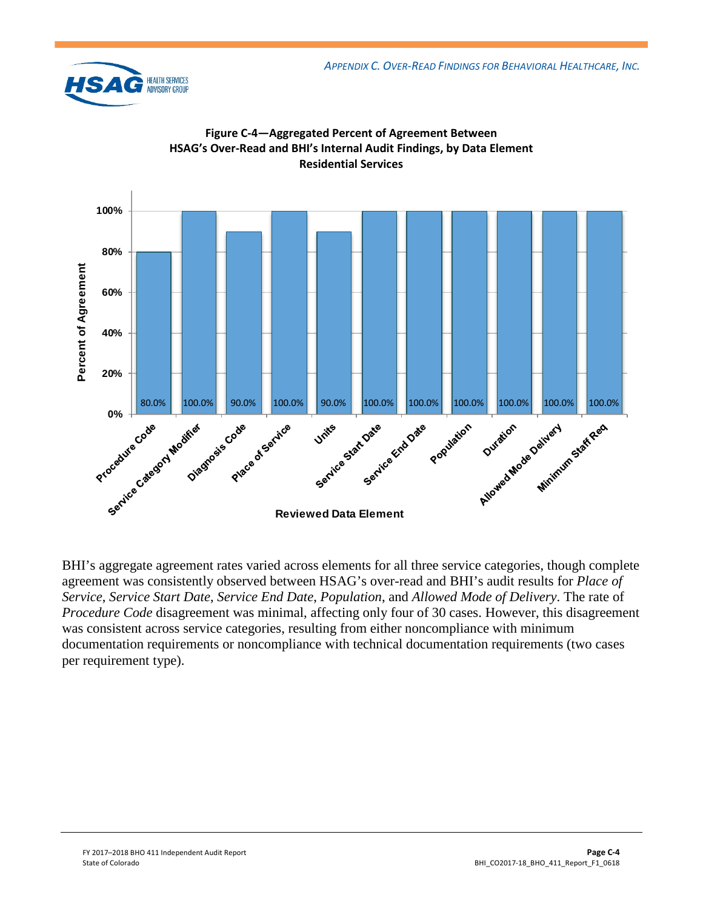**Figure C-4—Aggregated Percent of Agreement Between HSAG's Over-Read and BHI's Internal Audit Findings, by Data Element Residential Services**

Percent of Agreement

100%
80%
60%
40%
20%
0%

80.0%
100.0%
90.0%
100.0%
90.0%
100.0%
100.0%
100.0%
100.0%
100.0%
100.0%

Procedure Code
Service Category Modifier
Diagnosis Code
Place of Service
Units
Service Start Date
Service End Date
Population
Duration
Allowed Mode Delivery
Minimum Staff Req

Reviewed Data Element

BHI's aggregate agreement rates varied across elements for all three service categories, though complete agreement was consistently observed between HSAG's over-read and BHI's audit results for *Place of Service*, *Service Start Date*, *Service End Date*, *Population*, and *Allowed Mode of Delivery*. The rate of *Procedure Code* disagreement was minimal, affecting only four of 30 cases. However, this disagreement was consistent across service categories, resulting from either noncompliance with minimum documentation requirements or noncompliance with technical documentation requirements (two cases per requirement type).